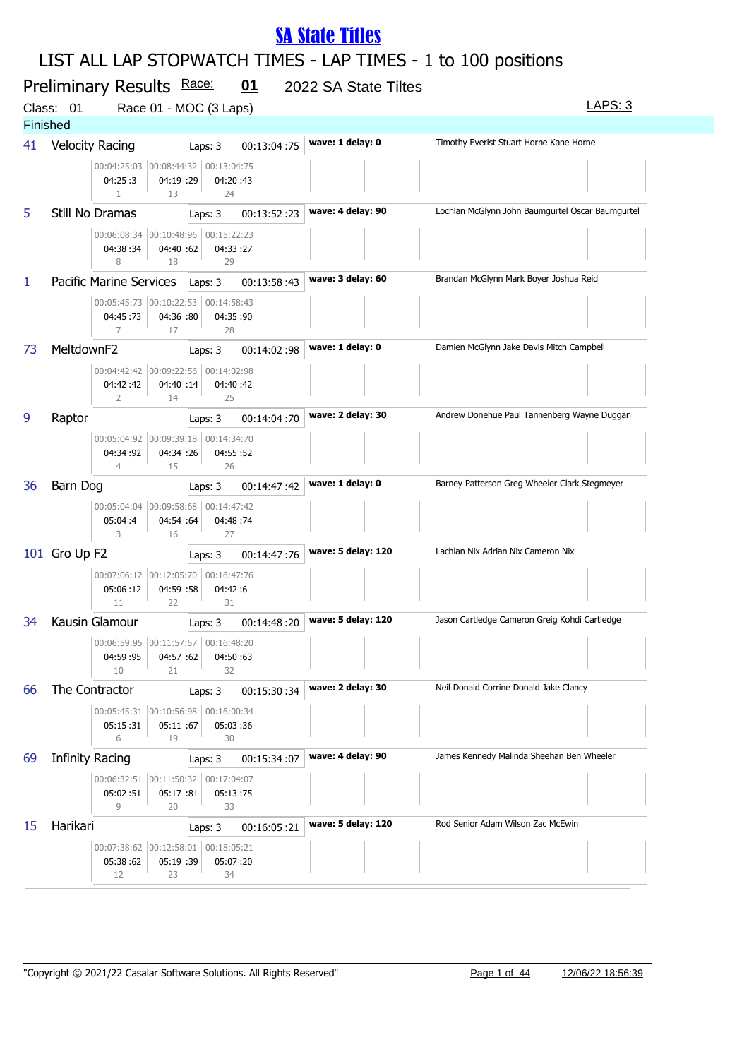# SA State Titles

## LIST ALL LAP STOPWATCH TIMES - LAP TIMES - 1 to 100 positions

Preliminary Results Race: **01** 2022 SA State Tiltes

Class: 01 Race 01 - MOC (3 Laps) LAPS: 3

Finished

| No. | Team | Laps | Time | Wave / Delay | Crew | Lap 1 | Lap 2 | Lap 3 |
|---|---|---|---|---|---|---|---|---|
| 41 | Velocity Racing | Laps: 3 | 00:13:04 :75 | wave: 1 delay: 0 | Timothy Everist Stuart Horne Kane Horne | 00:04:25:03<br>04:25 :3<br>1 | 00:08:44:32<br>04:19 :29<br>13 | 00:13:04:75<br>04:20 :43<br>24 |
| 5 | Still No Dramas | Laps: 3 | 00:13:52 :23 | wave: 4 delay: 90 | Lochlan McGlynn John Baumgurtel Oscar Baumgurtel | 00:06:08:34<br>04:38 :34<br>8 | 00:10:48:96<br>04:40 :62<br>18 | 00:15:22:23<br>04:33 :27<br>29 |
| 1 | Pacific Marine Services | Laps: 3 | 00:13:58 :43 | wave: 3 delay: 60 | Brandan McGlynn Mark Boyer Joshua Reid | 00:05:45:73<br>04:45 :73<br>7 | 00:10:22:53<br>04:36 :80<br>17 | 00:14:58:43<br>04:35 :90<br>28 |
| 73 | MeltdownF2 | Laps: 3 | 00:14:02 :98 | wave: 1 delay: 0 | Damien McGlynn Jake Davis Mitch Campbell | 00:04:42:42<br>04:42 :42<br>2 | 00:09:22:56<br>04:40 :14<br>14 | 00:14:02:98<br>04:40 :42<br>25 |
| 9 | Raptor | Laps: 3 | 00:14:04 :70 | wave: 2 delay: 30 | Andrew Donehue Paul Tannenberg Wayne Duggan | 00:05:04:92<br>04:34 :92<br>4 | 00:09:39:18<br>04:34 :26<br>15 | 00:14:34:70<br>04:55 :52<br>26 |
| 36 | Barn Dog | Laps: 3 | 00:14:47 :42 | wave: 1 delay: 0 | Barney Patterson Greg Wheeler Clark Stegmeyer | 00:05:04:04<br>05:04 :4<br>3 | 00:09:58:68<br>04:54 :64<br>16 | 00:14:47:42<br>04:48 :74<br>27 |
| 101 | Gro Up F2 | Laps: 3 | 00:14:47 :76 | wave: 5 delay: 120 | Lachlan Nix Adrian Nix Cameron Nix | 00:07:06:12<br>05:06 :12<br>11 | 00:12:05:70<br>04:59 :58<br>22 | 00:16:47:76<br>04:42 :6<br>31 |
| 34 | Kausin Glamour | Laps: 3 | 00:14:48 :20 | wave: 5 delay: 120 | Jason Cartledge Cameron Greig Kohdi Cartledge | 00:06:59:95<br>04:59 :95<br>10 | 00:11:57:57<br>04:57 :62<br>21 | 00:16:48:20<br>04:50 :63<br>32 |
| 66 | The Contractor | Laps: 3 | 00:15:30 :34 | wave: 2 delay: 30 | Neil Donald Corrine Donald Jake Clancy | 00:05:45:31<br>05:15 :31<br>6 | 00:10:56:98<br>05:11 :67<br>19 | 00:16:00:34<br>05:03 :36<br>30 |
| 69 | Infinity Racing | Laps: 3 | 00:15:34 :07 | wave: 4 delay: 90 | James Kennedy Malinda Sheehan Ben Wheeler | 00:06:32:51<br>05:02 :51<br>9 | 00:11:50:32<br>05:17 :81<br>20 | 00:17:04:07<br>05:13 :75<br>33 |
| 15 | Harikari | Laps: 3 | 00:16:05 :21 | wave: 5 delay: 120 | Rod Senior Adam Wilson Zac McEwin | 00:07:38:62<br>05:38 :62<br>12 | 00:12:58:01<br>05:19 :39<br>23 | 00:18:05:21<br>05:07 :20<br>34 |

"Copyright © 2021/22 Casalar Software Solutions. All Rights Reserved" 12/06/22 18:56:39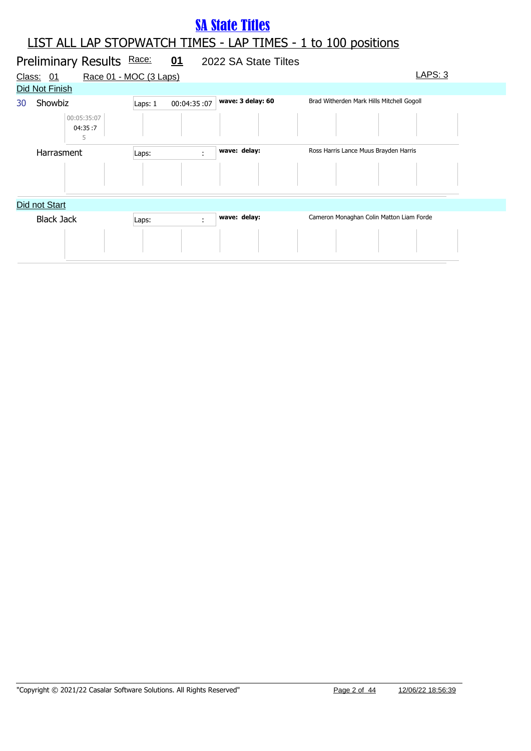# SA State Titles

## LIST ALL LAP STOPWATCH TIMES - LAP TIMES - 1 to 100 positions

### Preliminary Results Race: 01 2022 SA State Tiltes

Class: 01 Race 01 - MOC (3 Laps) LAPS: 3

**Did Not Finish**

| Pos | Boat | Laps | Time | Wave / Delay | Crew |
|---|---|---|---|---|---|
| 30 | Showbiz | Laps: 1 | 00:04:35 :07 | wave: 3 delay: 60 | Brad Witherden Mark Hills Mitchell Gogoll |
| | 00:05:35:07<br>04:35 :7<br>5 | | | | |
| | Harrasment | Laps: | : | wave: delay: | Ross Harris Lance Muus Brayden Harris |

**Did not Start**

| Pos | Boat | Laps | Time | Wave / Delay | Crew |
|---|---|---|---|---|---|
| | Black Jack | Laps: | : | wave: delay: | Cameron Monaghan Colin Matton Liam Forde |

"Copyright © 2021/22 Casalar Software Solutions. All Rights Reserved" 12/06/22 18:56:39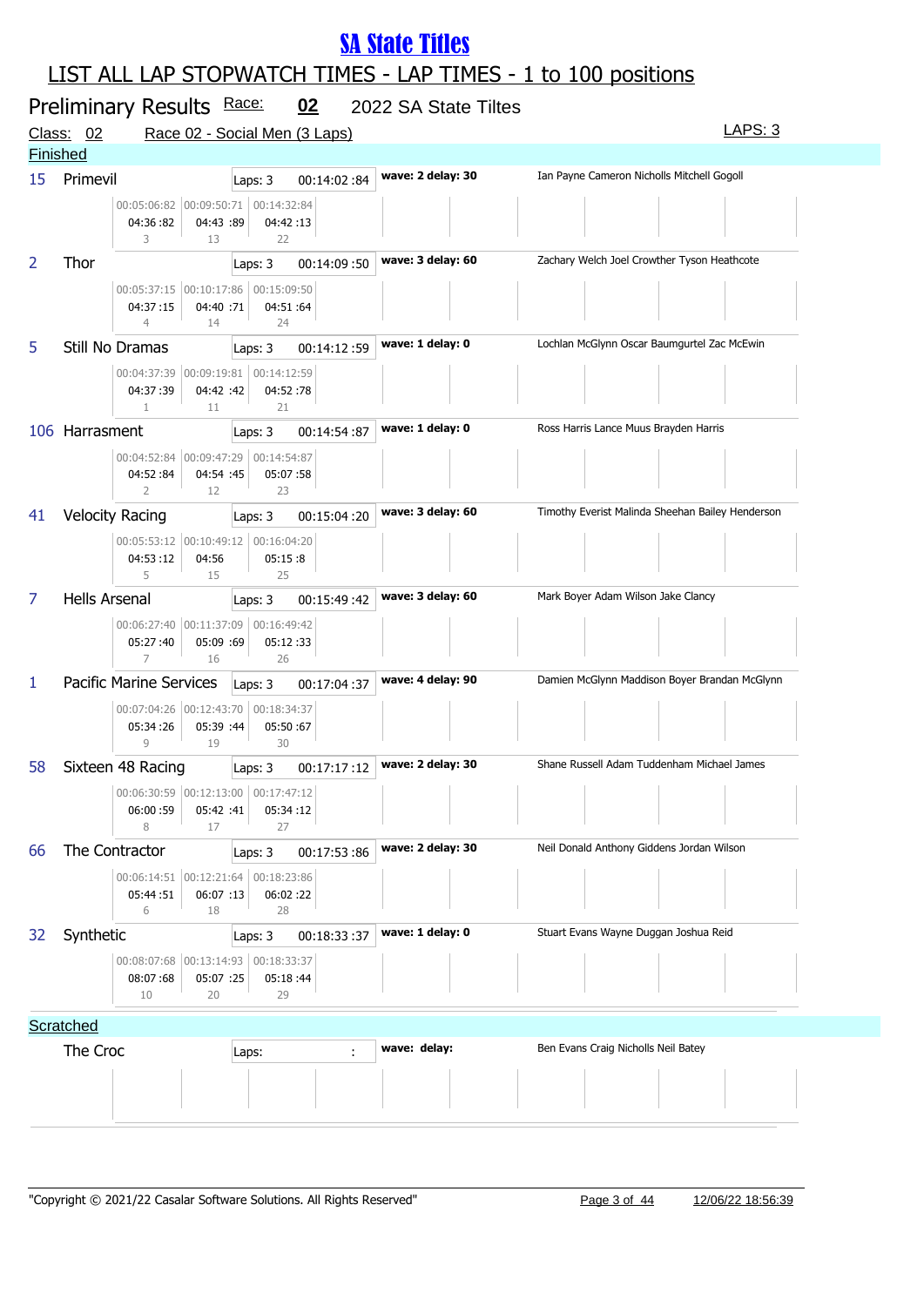# SA State Titles

## LIST ALL LAP STOPWATCH TIMES - LAP TIMES - 1 to 100 positions

### Preliminary Results Race: 02 2022 SA State Tiltes

Class: 02 Race 02 - Social Men (3 Laps) LAPS: 3

**Finished**

| No. | Team | Laps | Time | Wave / Delay | Riders |
|---|---|---|---|---|---|
| 15 | Primevil | Laps: 3 | 00:14:02 :84 | wave: 2 delay: 30 | Ian Payne Cameron Nicholls Mitchell Gogoll |
| | | | | | |
| 2 | Thor | Laps: 3 | 00:14:09 :50 | wave: 3 delay: 60 | Zachary Welch Joel Crowther Tyson Heathcote |
| 5 | Still No Dramas | Laps: 3 | 00:14:12 :59 | wave: 1 delay: 0 | Lochlan McGlynn Oscar Baumgurtel Zac McEwin |
| 106 | Harrasment | Laps: 3 | 00:14:54 :87 | wave: 1 delay: 0 | Ross Harris Lance Muus Brayden Harris |
| 41 | Velocity Racing | Laps: 3 | 00:15:04 :20 | wave: 3 delay: 60 | Timothy Everist Malinda Sheehan Bailey Henderson |
| 7 | Hells Arsenal | Laps: 3 | 00:15:49 :42 | wave: 3 delay: 60 | Mark Boyer Adam Wilson Jake Clancy |
| 1 | Pacific Marine Services | Laps: 3 | 00:17:04 :37 | wave: 4 delay: 90 | Damien McGlynn Maddison Boyer Brandan McGlynn |
| 58 | Sixteen 48 Racing | Laps: 3 | 00:17:17 :12 | wave: 2 delay: 30 | Shane Russell Adam Tuddenham Michael James |
| 66 | The Contractor | Laps: 3 | 00:17:53 :86 | wave: 2 delay: 30 | Neil Donald Anthony Giddens Jordan Wilson |
| 32 | Synthetic | Laps: 3 | 00:18:33 :37 | wave: 1 delay: 0 | Stuart Evans Wayne Duggan Joshua Reid |

**Lap times**

| No. | Team | Lap 1 (Elapsed / Lap / Pos) | Lap 2 (Elapsed / Lap / Pos) | Lap 3 (Elapsed / Lap / Pos) |
|---|---|---|---|---|
| 15 | Primevil | 00:05:06:82 / 04:36 :82 / 3 | 00:09:50:71 / 04:43 :89 / 13 | 00:14:32:84 / 04:42 :13 / 22 |
| 2 | Thor | 00:05:37:15 / 04:37 :15 / 4 | 00:10:17:86 / 04:40 :71 / 14 | 00:15:09:50 / 04:51 :64 / 24 |
| 5 | Still No Dramas | 00:04:37:39 / 04:37 :39 / 1 | 00:09:19:81 / 04:42 :42 / 11 | 00:14:12:59 / 04:52 :78 / 21 |
| 106 | Harrasment | 00:04:52:84 / 04:52 :84 / 2 | 00:09:47:29 / 04:54 :45 / 12 | 00:14:54:87 / 05:07 :58 / 23 |
| 41 | Velocity Racing | 00:05:53:12 / 04:53 :12 / 5 | 00:10:49:12 / 04:56 / 15 | 00:16:04:20 / 05:15 :8 / 25 |
| 7 | Hells Arsenal | 00:06:27:40 / 05:27 :40 / 7 | 00:11:37:09 / 05:09 :69 / 16 | 00:16:49:42 / 05:12 :33 / 26 |
| 1 | Pacific Marine Services | 00:07:04:26 / 05:34 :26 / 9 | 00:12:43:70 / 05:39 :44 / 19 | 00:18:34:37 / 05:50 :67 / 30 |
| 58 | Sixteen 48 Racing | 00:06:30:59 / 06:00 :59 / 8 | 00:12:13:00 / 05:42 :41 / 17 | 00:17:47:12 / 05:34 :12 / 27 |
| 66 | The Contractor | 00:06:14:51 / 05:44 :51 / 6 | 00:12:21:64 / 06:07 :13 / 18 | 00:18:23:86 / 06:02 :22 / 28 |
| 32 | Synthetic | 00:08:07:68 / 08:07 :68 / 10 | 00:13:14:93 / 05:07 :25 / 20 | 00:18:33:37 / 05:18 :44 / 29 |

**Scratched**

| No. | Team | Laps | Time | Wave / Delay | Riders |
|---|---|---|---|---|---|
| | The Croc | Laps: | : | wave: delay: | Ben Evans Craig Nicholls Neil Batey |

"Copyright © 2021/22 Casalar Software Solutions. All Rights Reserved" 12/06/22 18:56:39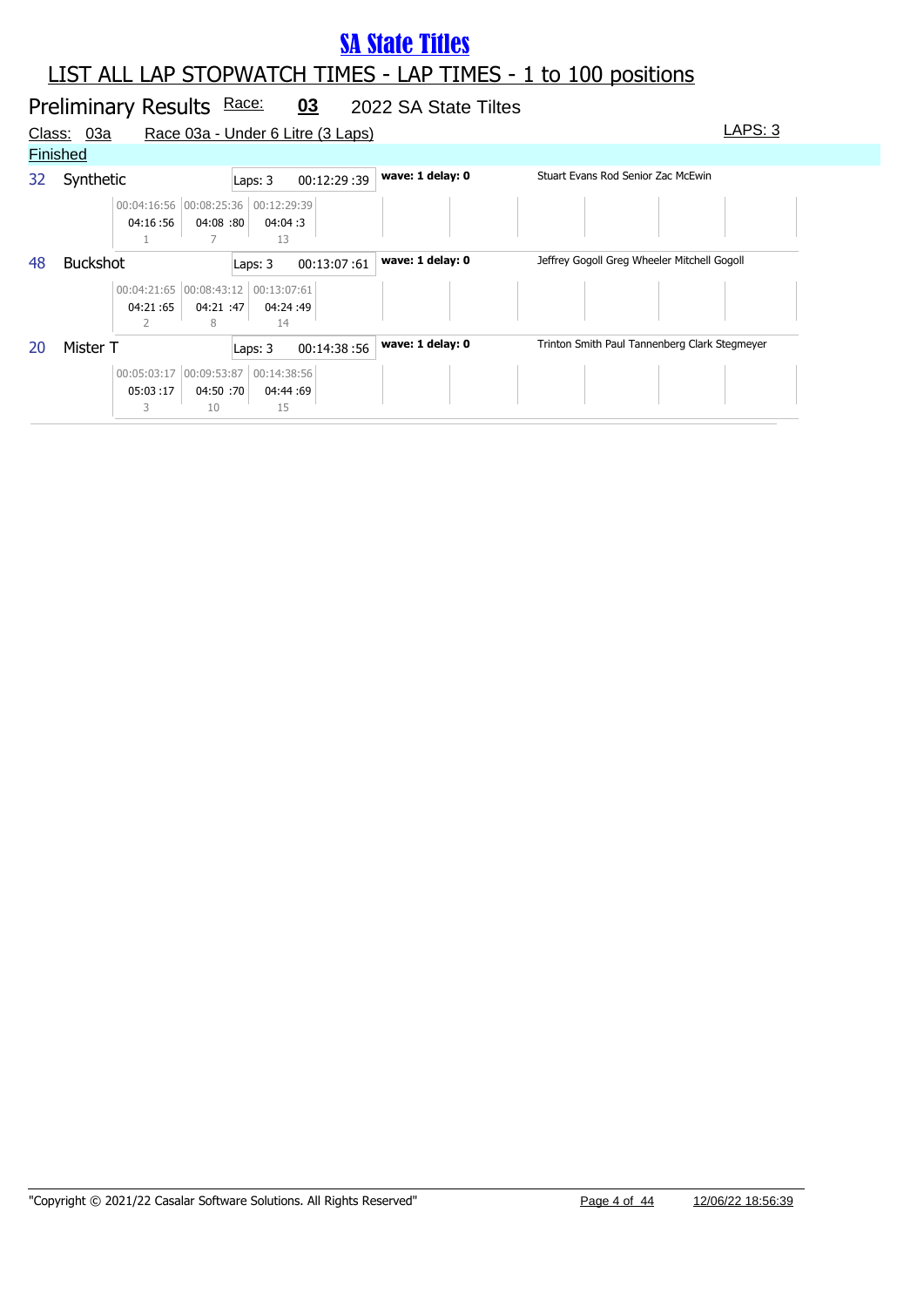# SA State Titles

## LIST ALL LAP STOPWATCH TIMES - LAP TIMES - 1 to 100 positions

### Preliminary Results Race: 03 2022 SA State Tiltes

Class: 03a Race 03a - Under 6 Litre (3 Laps) LAPS: 3

**Finished**

| No. | Boat | Laps | Total Time | Wave/Delay | Crew |
|---|---|---|---|---|---|
| 32 | Synthetic | Laps: 3 | 00:12:29 :39 | wave: 1 delay: 0 | Stuart Evans Rod Senior Zac McEwin |
| 48 | Buckshot | Laps: 3 | 00:13:07 :61 | wave: 1 delay: 0 | Jeffrey Gogoll Greg Wheeler Mitchell Gogoll |
| 20 | Mister T | Laps: 3 | 00:14:38 :56 | wave: 1 delay: 0 | Trinton Smith Paul Tannenberg Clark Stegmeyer |

**32 Synthetic**

| Lap 1 | Lap 2 | Lap 3 |
|---|---|---|
| 00:04:16:56 | 00:08:25:36 | 00:12:29:39 |
| 04:16 :56 | 04:08 :80 | 04:04 :3 |
| 1 | 7 | 13 |

**48 Buckshot**

| Lap 1 | Lap 2 | Lap 3 |
|---|---|---|
| 00:04:21:65 | 00:08:43:12 | 00:13:07:61 |
| 04:21 :65 | 04:21 :47 | 04:24 :49 |
| 2 | 8 | 14 |

**20 Mister T**

| Lap 1 | Lap 2 | Lap 3 |
|---|---|---|
| 00:05:03:17 | 00:09:53:87 | 00:14:38:56 |
| 05:03 :17 | 04:50 :70 | 04:44 :69 |
| 3 | 10 | 15 |

"Copyright © 2021/22 Casalar Software Solutions. All Rights Reserved" 12/06/22 18:56:39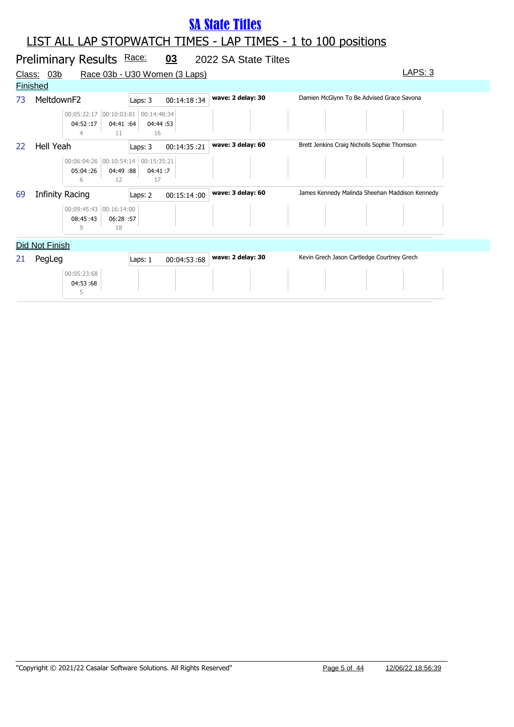# SA State Titles

## LIST ALL LAP STOPWATCH TIMES - LAP TIMES - 1 to 100 positions

### Preliminary Results Race: 03 2022 SA State Tiltes

Class: 03b Race 03b - U30 Women (3 Laps) LAPS: 3

**Finished**

| No. | Team | Laps | Time | Wave | Riders |
|---|---|---|---|---|---|
| 73 | MeltdownF2 | Laps: 3 | 00:14:18 :34 | wave: 2 delay: 30 | Damien McGlynn To Be Advised Grace Savona |

| Lap 1 | Lap 2 | Lap 3 |
|---|---|---|
| 00:05:22:17 | 00:10:03:81 | 00:14:48:34 |
| 04:52 :17 | 04:41 :64 | 04:44 :53 |
| 4 | 11 | 16 |

| No. | Team | Laps | Time | Wave | Riders |
|---|---|---|---|---|---|
| 22 | Hell Yeah | Laps: 3 | 00:14:35 :21 | wave: 3 delay: 60 | Brett Jenkins Craig Nicholls Sophie Thomson |

| Lap 1 | Lap 2 | Lap 3 |
|---|---|---|
| 00:06:04:26 | 00:10:54:14 | 00:15:35:21 |
| 05:04 :26 | 04:49 :88 | 04:41 :7 |
| 6 | 12 | 17 |

| No. | Team | Laps | Time | Wave | Riders |
|---|---|---|---|---|---|
| 69 | Infinity Racing | Laps: 2 | 00:15:14 :00 | wave: 3 delay: 60 | James Kennedy Malinda Sheehan Maddison Kennedy |

| Lap 1 | Lap 2 |
|---|---|
| 00:09:45:43 | 00:16:14:00 |
| 08:45 :43 | 06:28 :57 |
| 9 | 18 |

**Did Not Finish**

| No. | Team | Laps | Time | Wave | Riders |
|---|---|---|---|---|---|
| 21 | PegLeg | Laps: 1 | 00:04:53 :68 | wave: 2 delay: 30 | Kevin Grech Jason Cartledge Courtney Grech |

| Lap 1 |
|---|
| 00:05:23:68 |
| 04:53 :68 |
| 5 |

"Copyright © 2021/22 Casalar Software Solutions. All Rights Reserved" 12/06/22 18:56:39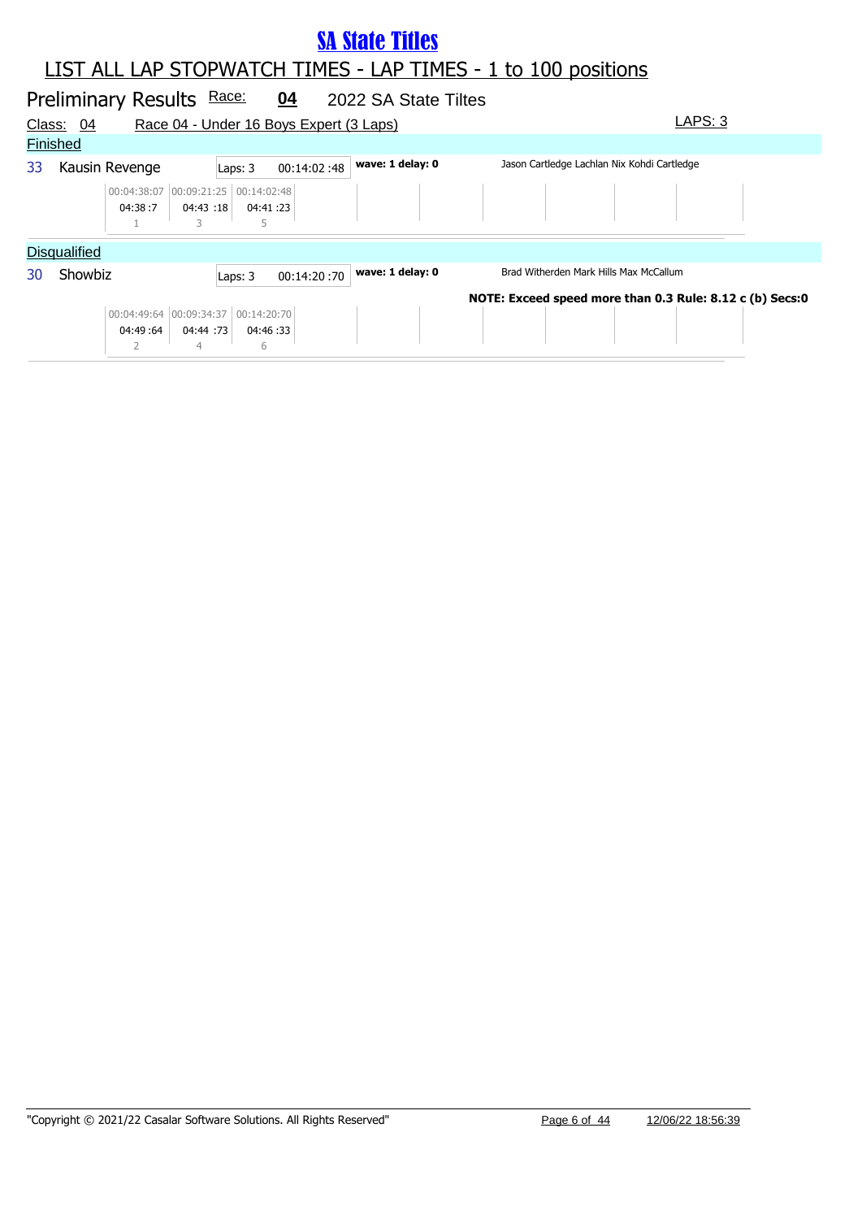# SA State Titles

## LIST ALL LAP STOPWATCH TIMES - LAP TIMES - 1 to 100 positions

### Preliminary Results Race: 04 2022 SA State Tiltes

Class: 04 Race 04 - Under 16 Boys Expert (3 Laps) LAPS: 3

**Finished**

33 Kausin Revenge | Laps: 3 | 00:14:02 :48 | **wave: 1 delay: 0** | Jason Cartledge Lachlan Nix Kohdi Cartledge

| 00:04:38:07 | 00:09:21:25 | 00:14:02:48 |
|---|---|---|
| 04:38 :7 | 04:43 :18 | 04:41 :23 |
| 1 | 3 | 5 |

**Disqualified**

30 Showbiz | Laps: 3 | 00:14:20 :70 | **wave: 1 delay: 0** | Brad Witherden Mark Hills Max McCallum

**NOTE: Exceed speed more than 0.3 Rule: 8.12 c (b) Secs:0**

| 00:04:49:64 | 00:09:34:37 | 00:14:20:70 |
|---|---|---|
| 04:49 :64 | 04:44 :73 | 04:46 :33 |
| 2 | 4 | 6 |

"Copyright © 2021/22 Casalar Software Solutions. All Rights Reserved" 12/06/22 18:56:39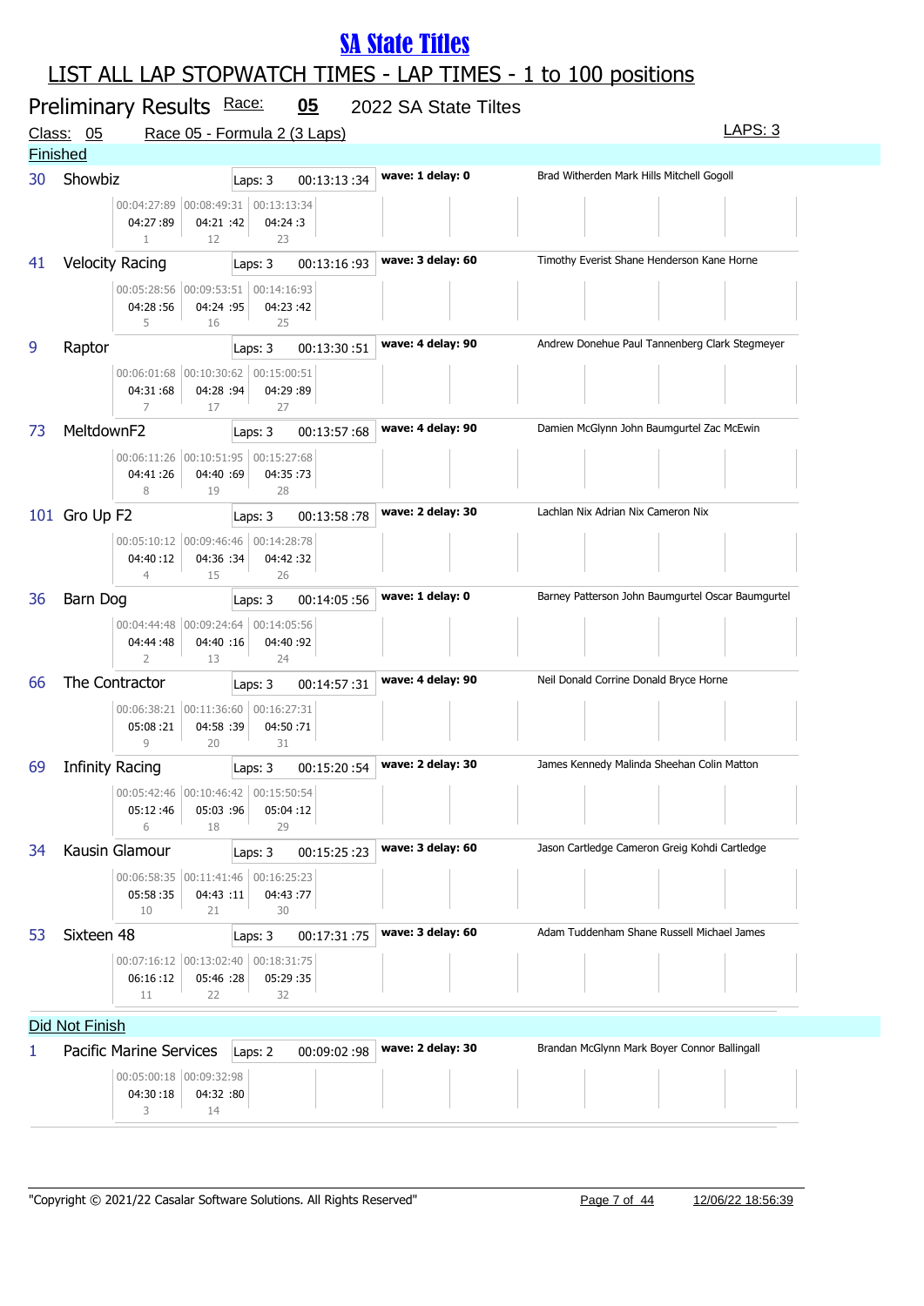# SA State Titles

## LIST ALL LAP STOPWATCH TIMES - LAP TIMES - 1 to 100 positions

### Preliminary Results Race: 05 2022 SA State Tiltes

Class: 05 Race 05 - Formula 2 (3 Laps) LAPS: 3

### Finished

| No. | Boat | Laps | Time | Wave | Crew | Lap 1 | Lap 2 | Lap 3 |
|---|---|---|---|---|---|---|---|---|
| 30 | Showbiz | Laps: 3 | 00:13:13 :34 | wave: 1 delay: 0 | Brad Witherden Mark Hills Mitchell Gogoll | 00:04:27:89 / 04:27 :89 / 1 | 00:08:49:31 / 04:21 :42 / 12 | 00:13:13:34 / 04:24 :3 / 23 |
| 41 | Velocity Racing | Laps: 3 | 00:13:16 :93 | wave: 3 delay: 60 | Timothy Everist Shane Henderson Kane Horne | 00:05:28:56 / 04:28 :56 / 5 | 00:09:53:51 / 04:24 :95 / 16 | 00:14:16:93 / 04:23 :42 / 25 |
| 9 | Raptor | Laps: 3 | 00:13:30 :51 | wave: 4 delay: 90 | Andrew Donehue Paul Tannenberg Clark Stegmeyer | 00:06:01:68 / 04:31 :68 / 7 | 00:10:30:62 / 04:28 :94 / 17 | 00:15:00:51 / 04:29 :89 / 27 |
| 73 | MeltdownF2 | Laps: 3 | 00:13:57 :68 | wave: 4 delay: 90 | Damien McGlynn John Baumgurtel Zac McEwin | 00:06:11:26 / 04:41 :26 / 8 | 00:10:51:95 / 04:40 :69 / 19 | 00:15:27:68 / 04:35 :73 / 28 |
| 101 | Gro Up F2 | Laps: 3 | 00:13:58 :78 | wave: 2 delay: 30 | Lachlan Nix Adrian Nix Cameron Nix | 00:05:10:12 / 04:40 :12 / 4 | 00:09:46:46 / 04:36 :34 / 15 | 00:14:28:78 / 04:42 :32 / 26 |
| 36 | Barn Dog | Laps: 3 | 00:14:05 :56 | wave: 1 delay: 0 | Barney Patterson John Baumgurtel Oscar Baumgurtel | 00:04:44:48 / 04:44 :48 / 2 | 00:09:24:64 / 04:40 :16 / 13 | 00:14:05:56 / 04:40 :92 / 24 |
| 66 | The Contractor | Laps: 3 | 00:14:57 :31 | wave: 4 delay: 90 | Neil Donald Corrine Donald Bryce Horne | 00:06:38:21 / 05:08 :21 / 9 | 00:11:36:60 / 04:58 :39 / 20 | 00:16:27:31 / 04:50 :71 / 31 |
| 69 | Infinity Racing | Laps: 3 | 00:15:20 :54 | wave: 2 delay: 30 | James Kennedy Malinda Sheehan Colin Matton | 00:05:42:46 / 05:12 :46 / 6 | 00:10:46:42 / 05:03 :96 / 18 | 00:15:50:54 / 05:04 :12 / 29 |
| 34 | Kausin Glamour | Laps: 3 | 00:15:25 :23 | wave: 3 delay: 60 | Jason Cartledge Cameron Greig Kohdi Cartledge | 00:06:58:35 / 05:58 :35 / 10 | 00:11:41:46 / 04:43 :11 / 21 | 00:16:25:23 / 04:43 :77 / 30 |
| 53 | Sixteen 48 | Laps: 3 | 00:17:31 :75 | wave: 3 delay: 60 | Adam Tuddenham Shane Russell Michael James | 00:07:16:12 / 06:16 :12 / 11 | 00:13:02:40 / 05:46 :28 / 22 | 00:18:31:75 / 05:29 :35 / 32 |

### Did Not Finish

| No. | Boat | Laps | Time | Wave | Crew | Lap 1 | Lap 2 |
|---|---|---|---|---|---|---|---|
| 1 | Pacific Marine Services | Laps: 2 | 00:09:02 :98 | wave: 2 delay: 30 | Brandan McGlynn Mark Boyer Connor Ballingall | 00:05:00:18 / 04:30 :18 / 3 | 00:09:32:98 / 04:32 :80 / 14 |

"Copyright © 2021/22 Casalar Software Solutions. All Rights Reserved" 12/06/22 18:56:39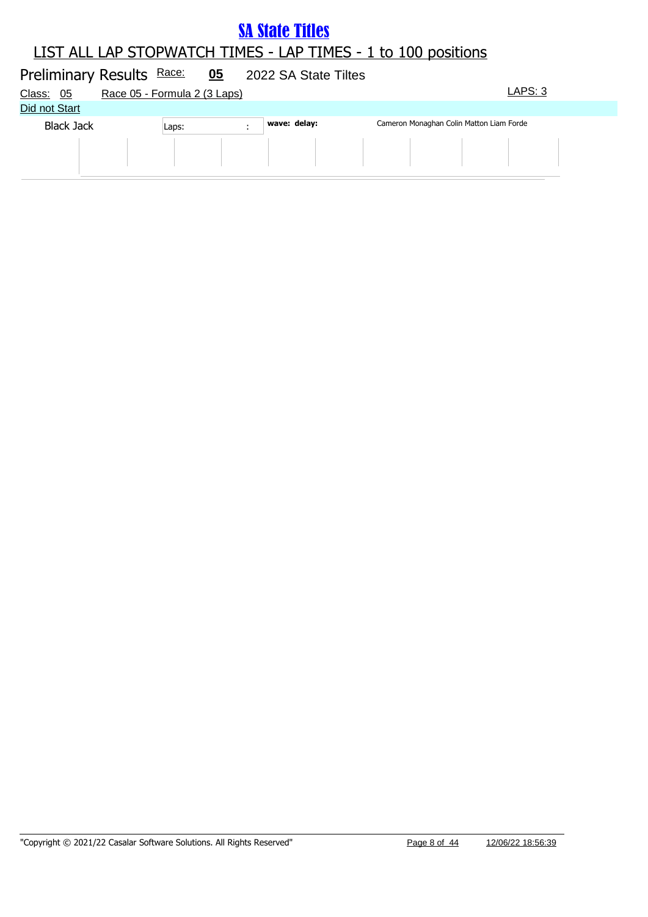# SA State Titles

## LIST ALL LAP STOPWATCH TIMES - LAP TIMES - 1 to 100 positions

Preliminary Results Race: **05** 2022 SA State Tiltes

Class: 05 Race 05 - Formula 2 (3 Laps) LAPS: 3

Did not Start

| Black Jack | Laps: | : | wave: delay: | Cameron Monaghan Colin Matton Liam Forde |
|---|---|---|---|---|

"Copyright © 2021/22 Casalar Software Solutions. All Rights Reserved" 12/06/22 18:56:39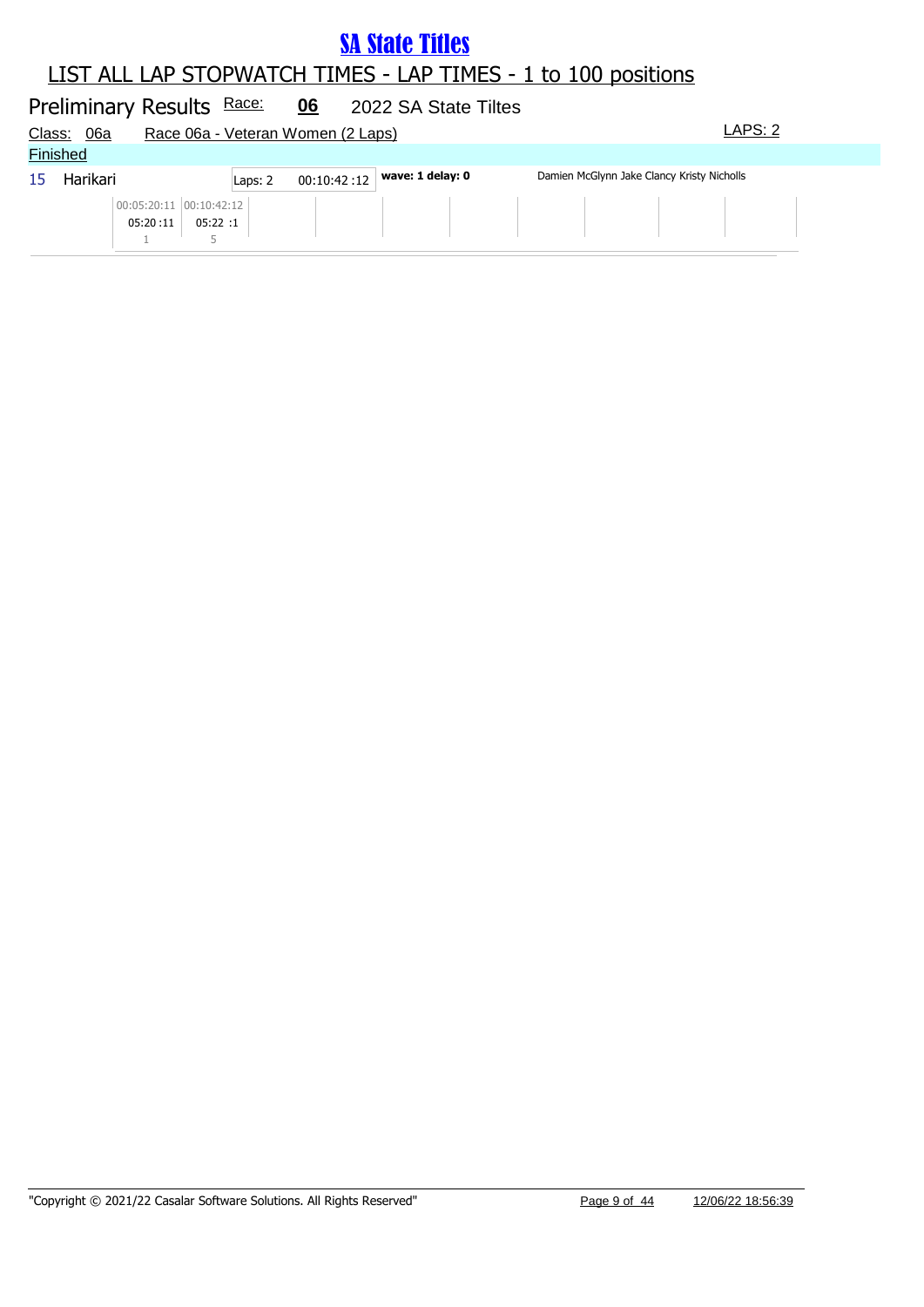# SA State Titles

## LIST ALL LAP STOPWATCH TIMES - LAP TIMES - 1 to 100 positions

### Preliminary Results Race: **06** 2022 SA State Tiltes

Class: 06a Race 06a - Veteran Women (2 Laps) LAPS: 2

Finished

| Pos | Name | Laps | Time | Wave | Officials |
|---|---|---|---|---|---|
| 15 | Harikari | Laps: 2 | 00:10:42 :12 | wave: 1 delay: 0 | Damien McGlynn Jake Clancy Kristy Nicholls |

| Lap 1 | Lap 2 |
|---|---|
| 00:05:20:11 | 00:10:42:12 |
| 05:20 :11 | 05:22 :1 |
| 1 | 5 |

"Copyright © 2021/22 Casalar Software Solutions. All Rights Reserved" 12/06/22 18:56:39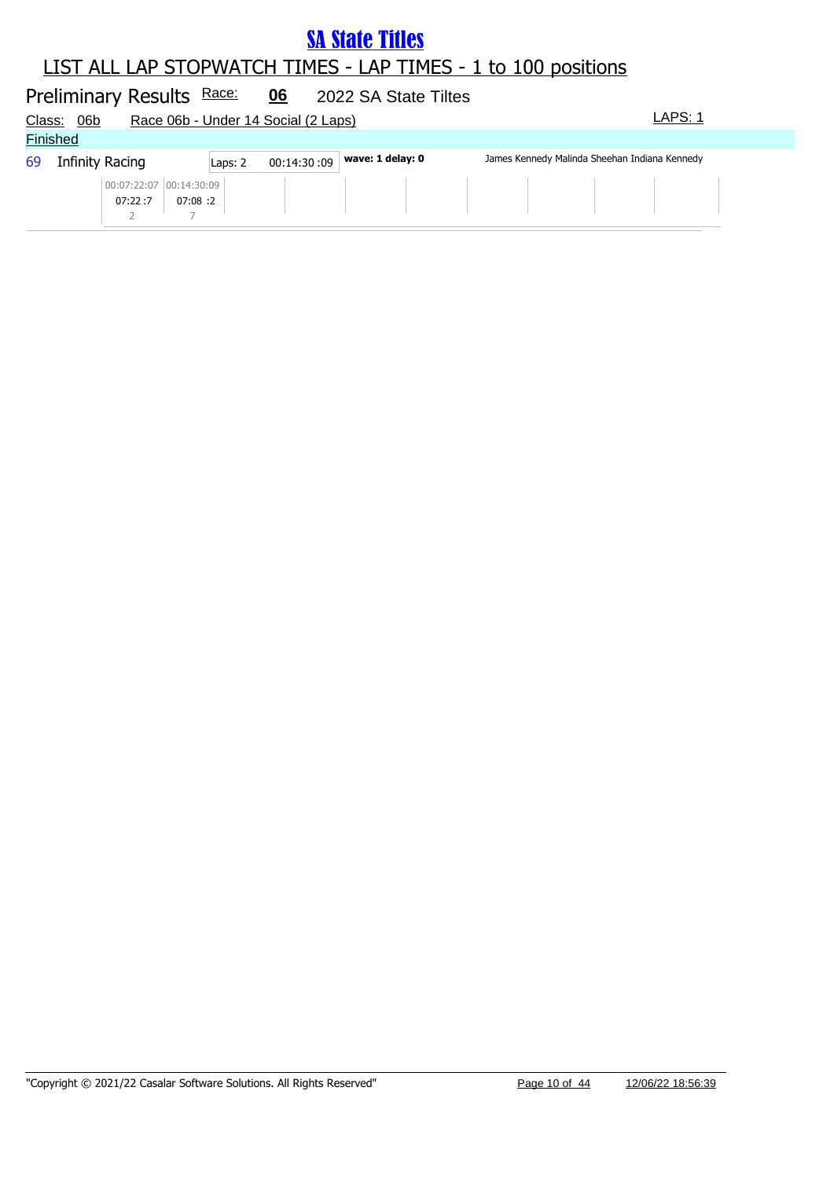# SA State Titles

## LIST ALL LAP STOPWATCH TIMES - LAP TIMES - 1 to 100 positions

### Preliminary Results Race: 06 2022 SA State Tiltes

Class: 06b Race 06b - Under 14 Social (2 Laps) LAPS: 1

**Finished**

| 69 | Infinity Racing | Laps: 2 | 00:14:30 :09 | wave: 1 delay: 0 | James Kennedy Malinda Sheehan Indiana Kennedy |
|---|---|---|---|---|---|

| 00:07:22:07 | 00:14:30:09 |
|---|---|
| 07:22 :7 | 07:08 :2 |
| 2 | 7 |

"Copyright © 2021/22 Casalar Software Solutions. All Rights Reserved" 12/06/22 18:56:39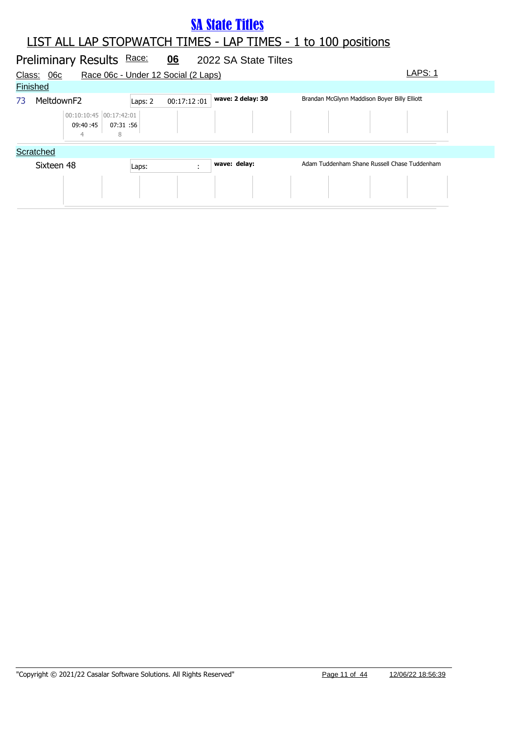# SA State Titles

## LIST ALL LAP STOPWATCH TIMES - LAP TIMES - 1 to 100 positions

### Preliminary Results Race: 06 2022 SA State Tiltes

Class: 06c Race 06c - Under 12 Social (2 Laps) LAPS: 1

**Finished**

| Pos | Name | Laps | Time | Wave/Delay | Crew |
|---|---|---|---|---|---|
| 73 | MeltdownF2 | Laps: 2 | 00:17:12 :01 | wave: 2 delay: 30 | Brandan McGlynn Maddison Boyer Billy Elliott |

| Lap 1 | Lap 2 |
|---|---|
| 00:10:10:45 | 00:17:42:01 |
| 09:40 :45 | 07:31 :56 |
| 4 | 8 |

**Scratched**

| Pos | Name | Laps | Time | Wave/Delay | Crew |
|---|---|---|---|---|---|
| | Sixteen 48 | Laps: | : | wave: delay: | Adam Tuddenham Shane Russell Chase Tuddenham |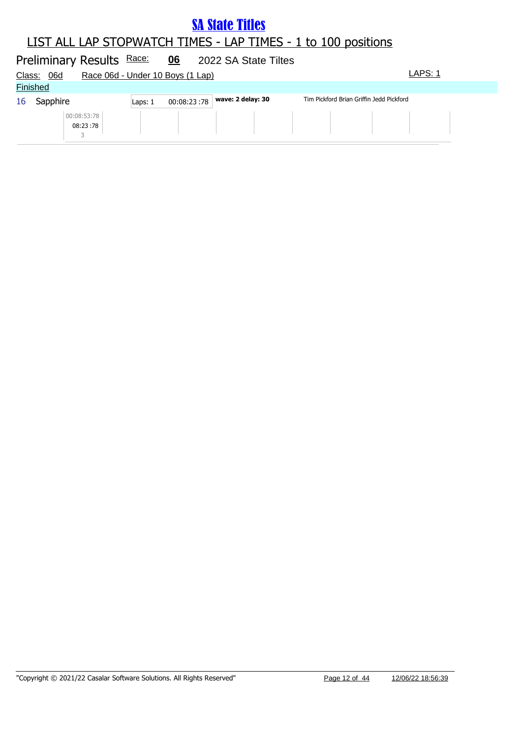# SA State Titles

## LIST ALL LAP STOPWATCH TIMES - LAP TIMES - 1 to 100 positions

### Preliminary Results Race: 06 2022 SA State Tiltes

Class: 06d Race 06d - Under 10 Boys (1 Lap) LAPS: 1

Finished

| Pos | Name | Laps | Time | Wave/Delay | Crew |
|---|---|---|---|---|---|
| 16 | Sapphire | Laps: 1 | 00:08:23 :78 | **wave: 2 delay: 30** | Tim Pickford Brian Griffin Jedd Pickford |

| Lap 1 |
|---|
| 00:08:53:78<br>08:23 :78<br>3 |

"Copyright © 2021/22 Casalar Software Solutions. All Rights Reserved" 12/06/22 18:56:39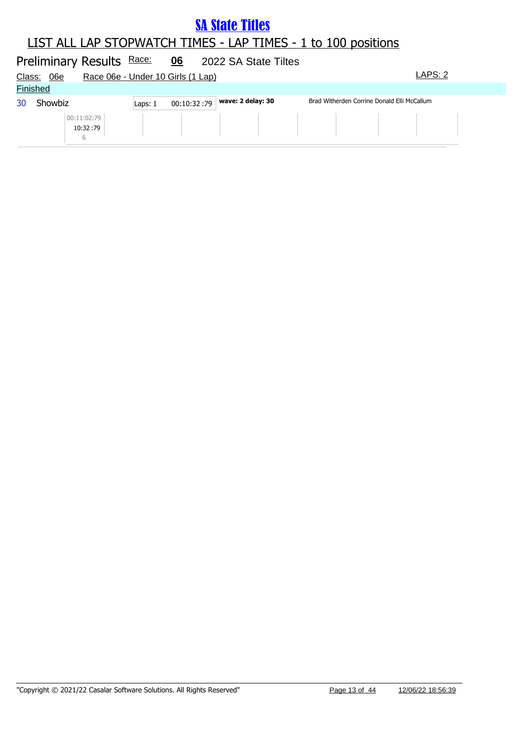# SA State Titles

## LIST ALL LAP STOPWATCH TIMES - LAP TIMES - 1 to 100 positions

### Preliminary Results Race: 06 2022 SA State Tiltes

Class: 06e Race 06e - Under 10 Girls (1 Lap) LAPS: 2

**Finished**

| | | | | | |
|---|---|---|---|---|---|
| 30 | Showbiz | Laps: 1 | 00:10:32 :79 | **wave: 2 delay: 30** | Brad Witherden Corrine Donald Elli McCallum |

| | | | | | | | | | |
|---|---|---|---|---|---|---|---|---|---|
| 00:11:02:79<br>10:32 :79<br>6 | | | | | | | | | |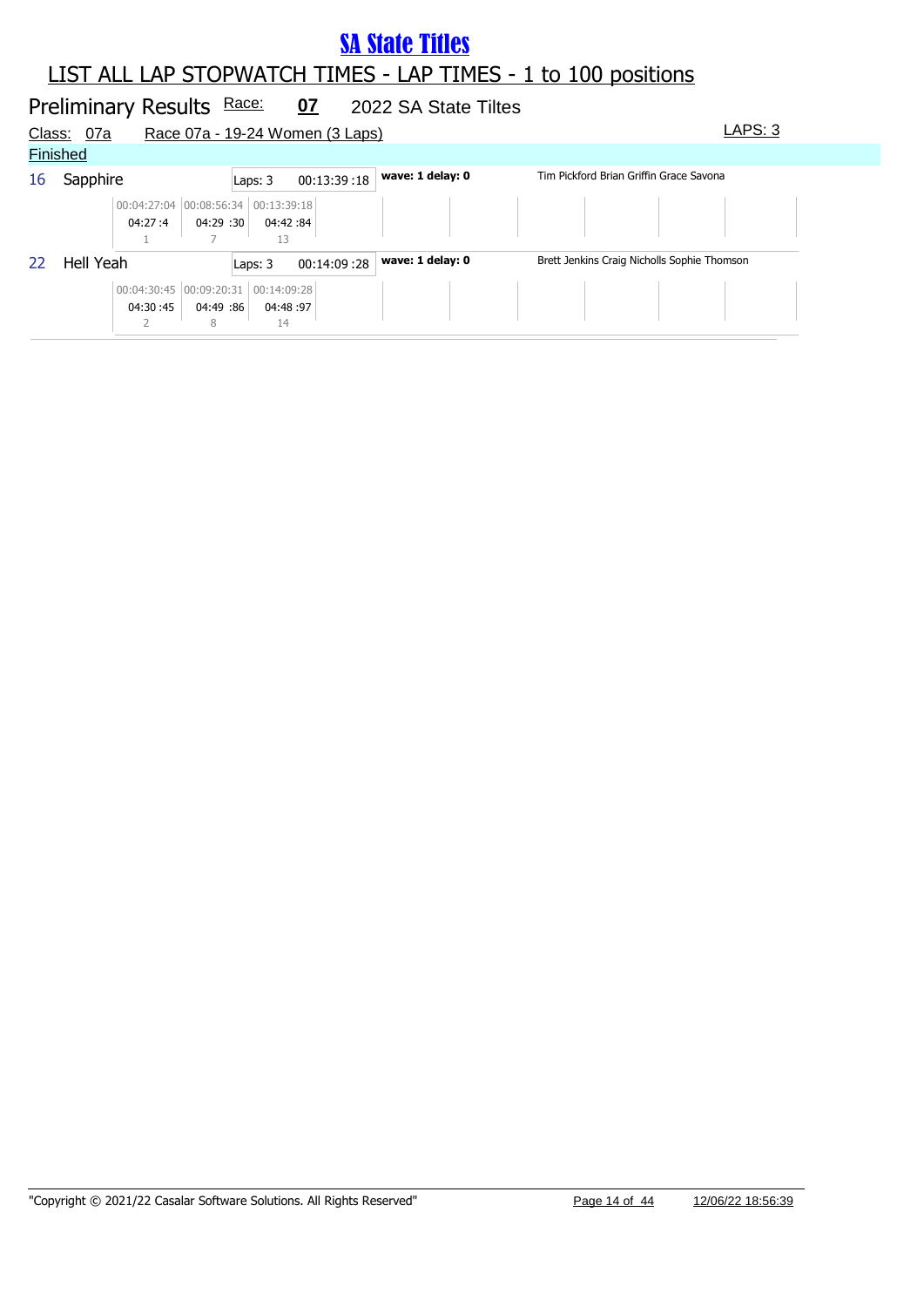# SA State Titles

## LIST ALL LAP STOPWATCH TIMES - LAP TIMES - 1 to 100 positions

### Preliminary Results Race: 07 2022 SA State Tiltes

Class: 07a Race 07a - 19-24 Women (3 Laps) LAPS: 3

Finished

| No. | Team | Laps | Time | Wave | Members |
|---|---|---|---|---|---|
| 16 | Sapphire | Laps: 3 | 00:13:39 :18 | wave: 1 delay: 0 | Tim Pickford Brian Griffin Grace Savona |
| 22 | Hell Yeah | Laps: 3 | 00:14:09 :28 | wave: 1 delay: 0 | Brett Jenkins Craig Nicholls Sophie Thomson |

**16 Sapphire**

| Lap 1 | Lap 2 | Lap 3 |
|---|---|---|
| 00:04:27:04 | 00:08:56:34 | 00:13:39:18 |
| 04:27 :4 | 04:29 :30 | 04:42 :84 |
| 1 | 7 | 13 |

**22 Hell Yeah**

| Lap 1 | Lap 2 | Lap 3 |
|---|---|---|
| 00:04:30:45 | 00:09:20:31 | 00:14:09:28 |
| 04:30 :45 | 04:49 :86 | 04:48 :97 |
| 2 | 8 | 14 |

"Copyright © 2021/22 Casalar Software Solutions. All Rights Reserved" 12/06/22 18:56:39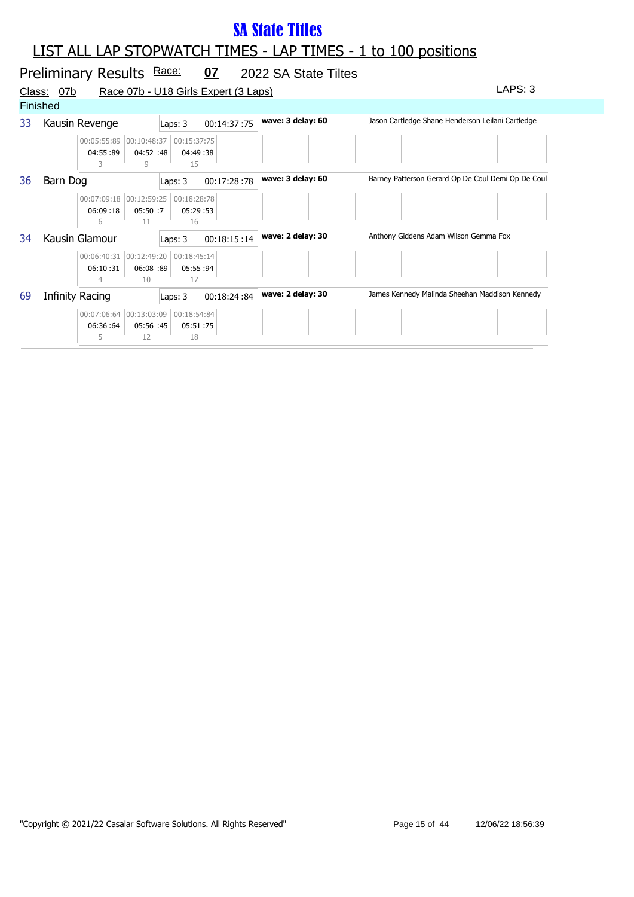# SA State Titles

## LIST ALL LAP STOPWATCH TIMES - LAP TIMES - 1 to 100 positions

### Preliminary Results Race: 07 2022 SA State Tiltes

Class: 07b Race 07b - U18 Girls Expert (3 Laps) LAPS: 3

Finished

| No. | Team | Laps | Total Time | Wave | Riders |
|---|---|---|---|---|---|
| 33 | Kausin Revenge | Laps: 3 | 00:14:37 :75 | wave: 3 delay: 60 | Jason Cartledge Shane Henderson Leilani Cartledge |
| 36 | Barn Dog | Laps: 3 | 00:17:28 :78 | wave: 3 delay: 60 | Barney Patterson Gerard Op De Coul Demi Op De Coul |
| 34 | Kausin Glamour | Laps: 3 | 00:18:15 :14 | wave: 2 delay: 30 | Anthony Giddens Adam Wilson Gemma Fox |
| 69 | Infinity Racing | Laps: 3 | 00:18:24 :84 | wave: 2 delay: 30 | James Kennedy Malinda Sheehan Maddison Kennedy |

**33 Kausin Revenge**

| Lap 1 | Lap 2 | Lap 3 |
|---|---|---|
| 00:05:55:89 | 00:10:48:37 | 00:15:37:75 |
| 04:55 :89 | 04:52 :48 | 04:49 :38 |
| 3 | 9 | 15 |

**36 Barn Dog**

| Lap 1 | Lap 2 | Lap 3 |
|---|---|---|
| 00:07:09:18 | 00:12:59:25 | 00:18:28:78 |
| 06:09 :18 | 05:50 :7 | 05:29 :53 |
| 6 | 11 | 16 |

**34 Kausin Glamour**

| Lap 1 | Lap 2 | Lap 3 |
|---|---|---|
| 00:06:40:31 | 00:12:49:20 | 00:18:45:14 |
| 06:10 :31 | 06:08 :89 | 05:55 :94 |
| 4 | 10 | 17 |

**69 Infinity Racing**

| Lap 1 | Lap 2 | Lap 3 |
|---|---|---|
| 00:07:06:64 | 00:13:03:09 | 00:18:54:84 |
| 06:36 :64 | 05:56 :45 | 05:51 :75 |
| 5 | 12 | 18 |

"Copyright © 2021/22 Casalar Software Solutions. All Rights Reserved" 12/06/22 18:56:39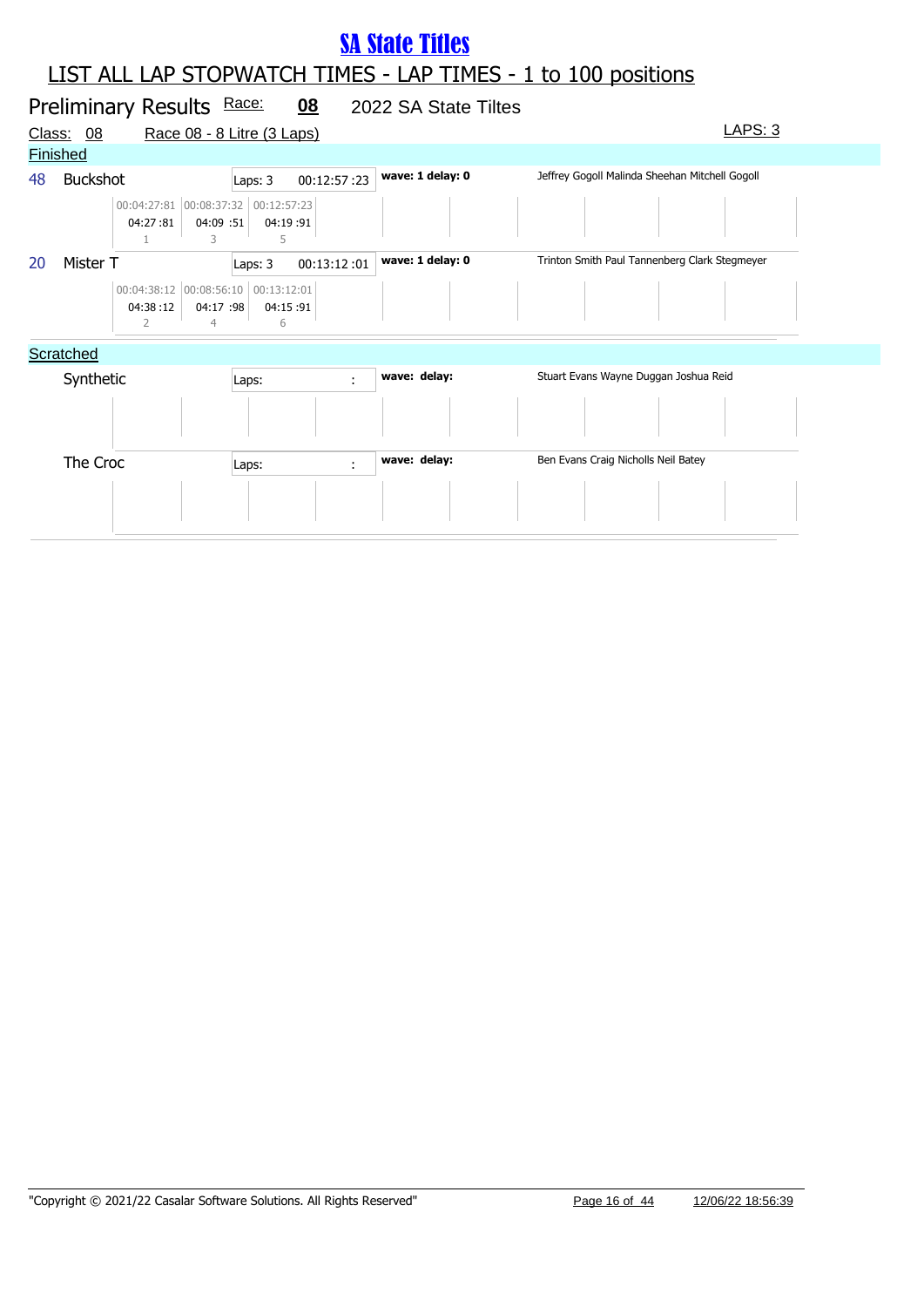# SA State Titles

## LIST ALL LAP STOPWATCH TIMES - LAP TIMES - 1 to 100 positions

### Preliminary Results Race: 08 2022 SA State Tiltes

Class: 08 Race 08 - 8 Litre (3 Laps) LAPS: 3

**Finished**

| No. | Team | Laps | Time | Wave/Delay | Crew |
|---|---|---|---|---|---|
| 48 | Buckshot | Laps: 3 | 00:12:57 :23 | wave: 1 delay: 0 | Jeffrey Gogoll Malinda Sheehan Mitchell Gogoll |
| 20 | Mister T | Laps: 3 | 00:13:12 :01 | wave: 1 delay: 0 | Trinton Smith Paul Tannenberg Clark Stegmeyer |

Buckshot lap times:

| Lap 1 | Lap 2 | Lap 3 |
|---|---|---|
| 00:04:27:81 | 00:08:37:32 | 00:12:57:23 |
| 04:27 :81 | 04:09 :51 | 04:19 :91 |
| 1 | 3 | 5 |

Mister T lap times:

| Lap 1 | Lap 2 | Lap 3 |
|---|---|---|
| 00:04:38:12 | 00:08:56:10 | 00:13:12:01 |
| 04:38 :12 | 04:17 :98 | 04:15 :91 |
| 2 | 4 | 6 |

**Scratched**

| Team | Laps | Time | Wave/Delay | Crew |
|---|---|---|---|---|
| Synthetic | Laps: | : | wave: delay: | Stuart Evans Wayne Duggan Joshua Reid |
| The Croc | Laps: | : | wave: delay: | Ben Evans Craig Nicholls Neil Batey |

"Copyright © 2021/22 Casalar Software Solutions. All Rights Reserved" 12/06/22 18:56:39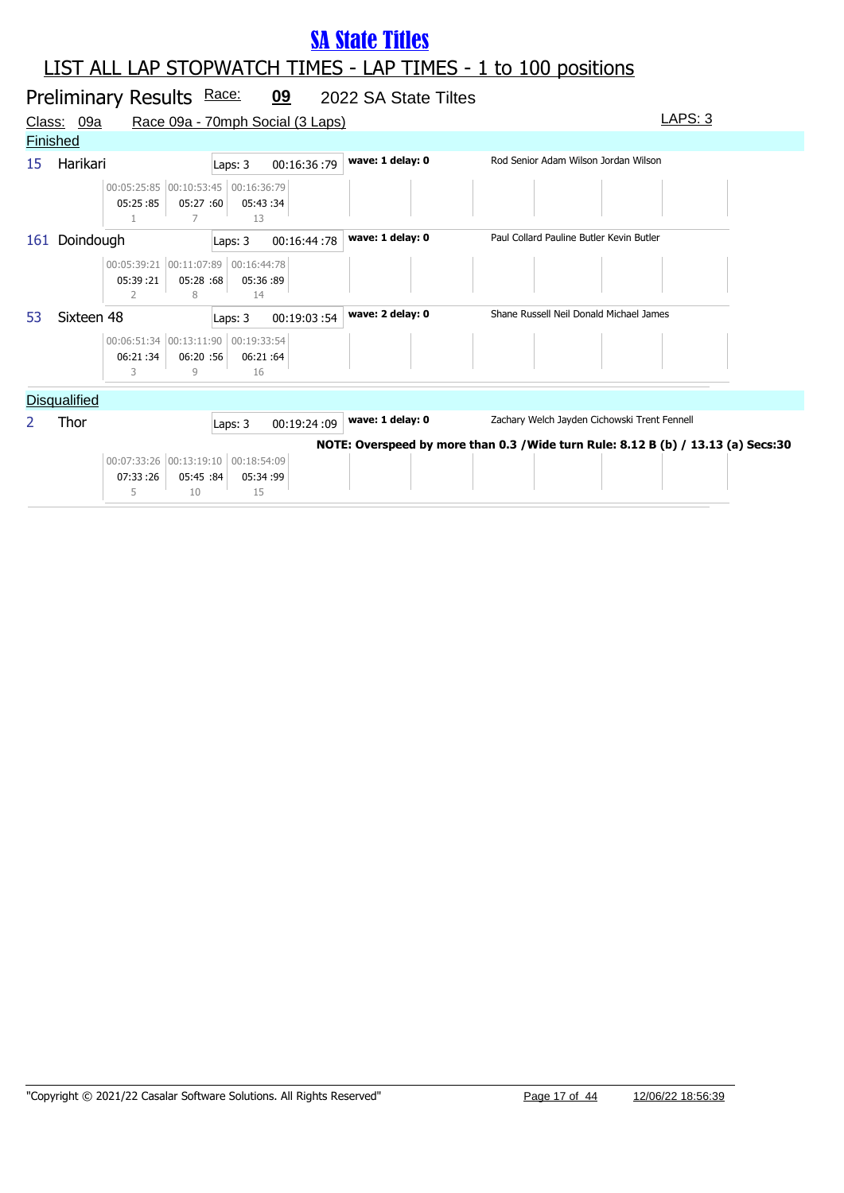# SA State Titles

## LIST ALL LAP STOPWATCH TIMES - LAP TIMES - 1 to 100 positions

**Preliminary Results** Race: **09** 2022 SA State Tiltes

Class: 09a Race 09a - 70mph Social (3 Laps) LAPS: 3

### Finished

**15 Harikari** — Laps: 3 — 00:16:36 :79 — **wave: 1 delay: 0** — Rod Senior Adam Wilson Jordan Wilson

| 00:05:25:85 | 00:10:53:45 | 00:16:36:79 |
|---|---|---|
| 05:25 :85 | 05:27 :60 | 05:43 :34 |
| 1 | 7 | 13 |

**161 Doindough** — Laps: 3 — 00:16:44 :78 — **wave: 1 delay: 0** — Paul Collard Pauline Butler Kevin Butler

| 00:05:39:21 | 00:11:07:89 | 00:16:44:78 |
|---|---|---|
| 05:39 :21 | 05:28 :68 | 05:36 :89 |
| 2 | 8 | 14 |

**53 Sixteen 48** — Laps: 3 — 00:19:03 :54 — **wave: 2 delay: 0** — Shane Russell Neil Donald Michael James

| 00:06:51:34 | 00:13:11:90 | 00:19:33:54 |
|---|---|---|
| 06:21 :34 | 06:20 :56 | 06:21 :64 |
| 3 | 9 | 16 |

### Disqualified

**2 Thor** — Laps: 3 — 00:19:24 :09 — **wave: 1 delay: 0** — Zachary Welch Jayden Cichowski Trent Fennell

**NOTE: Overspeed by more than 0.3 /Wide turn Rule: 8.12 B (b) / 13.13 (a) Secs:30**

| 00:07:33:26 | 00:13:19:10 | 00:18:54:09 |
|---|---|---|
| 07:33 :26 | 05:45 :84 | 05:34 :99 |
| 5 | 10 | 15 |

"Copyright © 2021/22 Casalar Software Solutions. All Rights Reserved" 12/06/22 18:56:39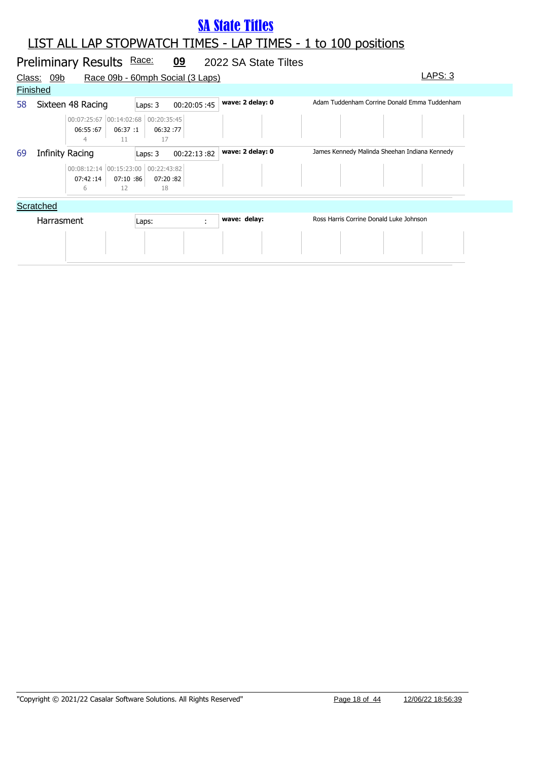# SA State Titles

## LIST ALL LAP STOPWATCH TIMES - LAP TIMES - 1 to 100 positions

**Preliminary Results** Race: **09** 2022 SA State Tiltes

Class: 09b Race 09b - 60mph Social (3 Laps) LAPS: 3

### Finished

| No. | Team | Laps | Total Time | Wave / Delay | Crew |
|---|---|---|---|---|---|
| 58 | Sixteen 48 Racing | Laps: 3 | 00:20:05 :45 | wave: 2 delay: 0 | Adam Tuddenham Corrine Donald Emma Tuddenham |
| 69 | Infinity Racing | Laps: 3 | 00:22:13 :82 | wave: 2 delay: 0 | James Kennedy Malinda Sheehan Indiana Kennedy |

**58 Sixteen 48 Racing – lap times**

| Lap 1 | Lap 2 | Lap 3 |
|---|---|---|
| 00:07:25:67 | 00:14:02:68 | 00:20:35:45 |
| 06:55 :67 | 06:37 :1 | 06:32 :77 |
| 4 | 11 | 17 |

**69 Infinity Racing – lap times**

| Lap 1 | Lap 2 | Lap 3 |
|---|---|---|
| 00:08:12:14 | 00:15:23:00 | 00:22:43:82 |
| 07:42 :14 | 07:10 :86 | 07:20 :82 |
| 6 | 12 | 18 |

### Scratched

| No. | Team | Laps | Total Time | Wave / Delay | Crew |
|---|---|---|---|---|---|
| | Harrasment | Laps: | : | wave: delay: | Ross Harris Corrine Donald Luke Johnson |

"Copyright © 2021/22 Casalar Software Solutions. All Rights Reserved" 12/06/22 18:56:39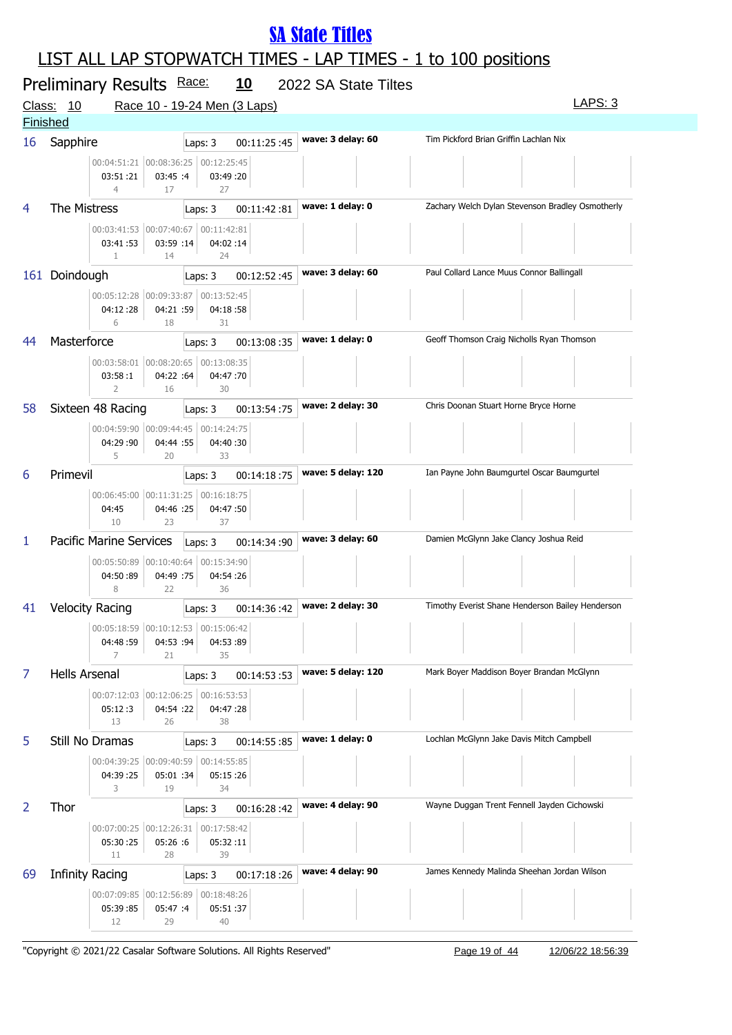# SA State Titles

## LIST ALL LAP STOPWATCH TIMES - LAP TIMES - 1 to 100 positions

**Preliminary Results** Race: **10** 2022 SA State Tiltes

Class: 10 Race 10 - 19-24 Men (3 Laps) LAPS: 3

**Finished**

| No. | Boat | Laps | Time | Wave | Crew | Lap 1 | Lap 2 | Lap 3 |
|---|---|---|---|---|---|---|---|---|
| 16 | Sapphire | Laps: 3 | 00:11:25 :45 | wave: 3 delay: 60 | Tim Pickford Brian Griffin Lachlan Nix | 00:04:51:21 / 03:51 :21 / 4 | 00:08:36:25 / 03:45 :4 / 17 | 00:12:25:45 / 03:49 :20 / 27 |
| 4 | The Mistress | Laps: 3 | 00:11:42 :81 | wave: 1 delay: 0 | Zachary Welch Dylan Stevenson Bradley Osmotherly | 00:03:41:53 / 03:41 :53 / 1 | 00:07:40:67 / 03:59 :14 / 14 | 00:11:42:81 / 04:02 :14 / 24 |
| 161 | Doindough | Laps: 3 | 00:12:52 :45 | wave: 3 delay: 60 | Paul Collard Lance Muus Connor Ballingall | 00:05:12:28 / 04:12 :28 / 6 | 00:09:33:87 / 04:21 :59 / 18 | 00:13:52:45 / 04:18 :58 / 31 |
| 44 | Masterforce | Laps: 3 | 00:13:08 :35 | wave: 1 delay: 0 | Geoff Thomson Craig Nicholls Ryan Thomson | 00:03:58:01 / 03:58 :1 / 2 | 00:08:20:65 / 04:22 :64 / 16 | 00:13:08:35 / 04:47 :70 / 30 |
| 58 | Sixteen 48 Racing | Laps: 3 | 00:13:54 :75 | wave: 2 delay: 30 | Chris Doonan Stuart Horne Bryce Horne | 00:04:59:90 / 04:29 :90 / 5 | 00:09:44:45 / 04:44 :55 / 20 | 00:14:24:75 / 04:40 :30 / 33 |
| 6 | Primevil | Laps: 3 | 00:14:18 :75 | wave: 5 delay: 120 | Ian Payne John Baumgurtel Oscar Baumgurtel | 00:06:45:00 / 04:45 / 10 | 00:11:31:25 / 04:46 :25 / 23 | 00:16:18:75 / 04:47 :50 / 37 |
| 1 | Pacific Marine Services | Laps: 3 | 00:14:34 :90 | wave: 3 delay: 60 | Damien McGlynn Jake Clancy Joshua Reid | 00:05:50:89 / 04:50 :89 / 8 | 00:10:40:64 / 04:49 :75 / 22 | 00:15:34:90 / 04:54 :26 / 36 |
| 41 | Velocity Racing | Laps: 3 | 00:14:36 :42 | wave: 2 delay: 30 | Timothy Everist Shane Henderson Bailey Henderson | 00:05:18:59 / 04:48 :59 / 7 | 00:10:12:53 / 04:53 :94 / 21 | 00:15:06:42 / 04:53 :89 / 35 |
| 7 | Hells Arsenal | Laps: 3 | 00:14:53 :53 | wave: 5 delay: 120 | Mark Boyer Maddison Boyer Brandan McGlynn | 00:07:12:03 / 05:12 :3 / 13 | 00:12:06:25 / 04:54 :22 / 26 | 00:16:53:53 / 04:47 :28 / 38 |
| 5 | Still No Dramas | Laps: 3 | 00:14:55 :85 | wave: 1 delay: 0 | Lochlan McGlynn Jake Davis Mitch Campbell | 00:04:39:25 / 04:39 :25 / 3 | 00:09:40:59 / 05:01 :34 / 19 | 00:14:55:85 / 05:15 :26 / 34 |
| 2 | Thor | Laps: 3 | 00:16:28 :42 | wave: 4 delay: 90 | Wayne Duggan Trent Fennell Jayden Cichowski | 00:07:00:25 / 05:30 :25 / 11 | 00:12:26:31 / 05:26 :6 / 28 | 00:17:58:42 / 05:32 :11 / 39 |
| 69 | Infinity Racing | Laps: 3 | 00:17:18 :26 | wave: 4 delay: 90 | James Kennedy Malinda Sheehan Jordan Wilson | 00:07:09:85 / 05:39 :85 / 12 | 00:12:56:89 / 05:47 :4 / 29 | 00:18:48:26 / 05:51 :37 / 40 |

"Copyright © 2021/22 Casalar Software Solutions. All Rights Reserved" 12/06/22 18:56:39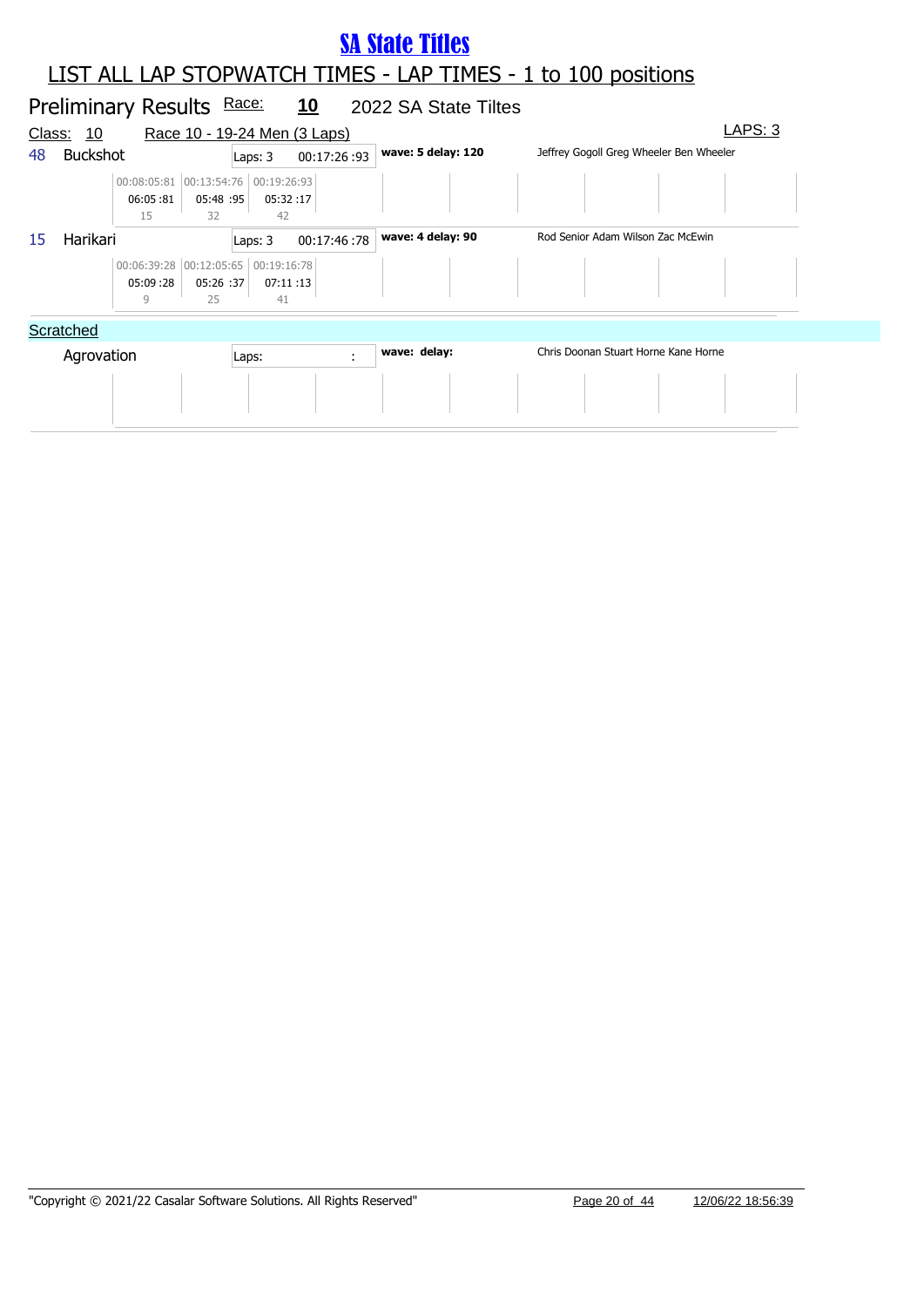# SA State Titles

## LIST ALL LAP STOPWATCH TIMES - LAP TIMES - 1 to 100 positions

### Preliminary Results Race: 10 2022 SA State Tiltes

Class: 10 Race 10 - 19-24 Men (3 Laps) LAPS: 3

| Pos | Team | Laps | Time | Wave/Delay | Crew |
|---|---|---|---|---|---|
| 48 | Buckshot | Laps: 3 | 00:17:26 :93 | wave: 5 delay: 120 | Jeffrey Gogoll Greg Wheeler Ben Wheeler |
| 15 | Harikari | Laps: 3 | 00:17:46 :78 | wave: 4 delay: 90 | Rod Senior Adam Wilson Zac McEwin |

**48 Buckshot**

| Lap 1 | Lap 2 | Lap 3 |
|---|---|---|
| 00:08:05:81 | 00:13:54:76 | 00:19:26:93 |
| 06:05 :81 | 05:48 :95 | 05:32 :17 |
| 15 | 32 | 42 |

**15 Harikari**

| Lap 1 | Lap 2 | Lap 3 |
|---|---|---|
| 00:06:39:28 | 00:12:05:65 | 00:19:16:78 |
| 05:09 :28 | 05:26 :37 | 07:11 :13 |
| 9 | 25 | 41 |

Scratched

| Team | Laps | Time | Wave/Delay | Crew |
|---|---|---|---|---|
| Agrovation | Laps: | : | wave: delay: | Chris Doonan Stuart Horne Kane Horne |

"Copyright © 2021/22 Casalar Software Solutions. All Rights Reserved" 12/06/22 18:56:39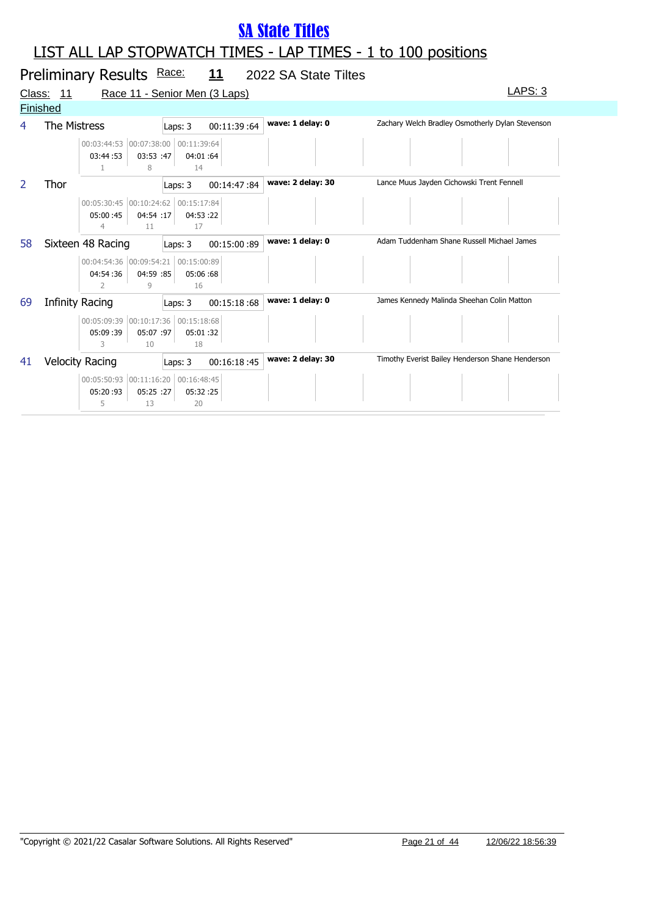# SA State Titles

## LIST ALL LAP STOPWATCH TIMES - LAP TIMES - 1 to 100 positions

### Preliminary Results Race: 11 2022 SA State Tiltes

Class: 11 Race 11 - Senior Men (3 Laps) LAPS: 3

**Finished**

| No. | Team | Laps | Total Time | Wave | Riders |
|---|---|---|---|---|---|
| 4 | The Mistress | Laps: 3 | 00:11:39 :64 | **wave: 1 delay: 0** | Zachary Welch Bradley Osmotherly Dylan Stevenson |
| 2 | Thor | Laps: 3 | 00:14:47 :84 | **wave: 2 delay: 30** | Lance Muus Jayden Cichowski Trent Fennell |
| 58 | Sixteen 48 Racing | Laps: 3 | 00:15:00 :89 | **wave: 1 delay: 0** | Adam Tuddenham Shane Russell Michael James |
| 69 | Infinity Racing | Laps: 3 | 00:15:18 :68 | **wave: 1 delay: 0** | James Kennedy Malinda Sheehan Colin Matton |
| 41 | Velocity Racing | Laps: 3 | 00:16:18 :45 | **wave: 2 delay: 30** | Timothy Everist Bailey Henderson Shane Henderson |

**Lap times**

| No. | Team | Lap 1 | Lap 2 | Lap 3 |
|---|---|---|---|---|
| 4 | The Mistress | 00:03:44:53<br>03:44 :53<br>1 | 00:07:38:00<br>03:53 :47<br>8 | 00:11:39:64<br>04:01 :64<br>14 |
| 2 | Thor | 00:05:30:45<br>05:00 :45<br>4 | 00:10:24:62<br>04:54 :17<br>11 | 00:15:17:84<br>04:53 :22<br>17 |
| 58 | Sixteen 48 Racing | 00:04:54:36<br>04:54 :36<br>2 | 00:09:54:21<br>04:59 :85<br>9 | 00:15:00:89<br>05:06 :68<br>16 |
| 69 | Infinity Racing | 00:05:09:39<br>05:09 :39<br>3 | 00:10:17:36<br>05:07 :97<br>10 | 00:15:18:68<br>05:01 :32<br>18 |
| 41 | Velocity Racing | 00:05:50:93<br>05:20 :93<br>5 | 00:11:16:20<br>05:25 :27<br>13 | 00:16:48:45<br>05:32 :25<br>20 |

"Copyright © 2021/22 Casalar Software Solutions. All Rights Reserved" 12/06/22 18:56:39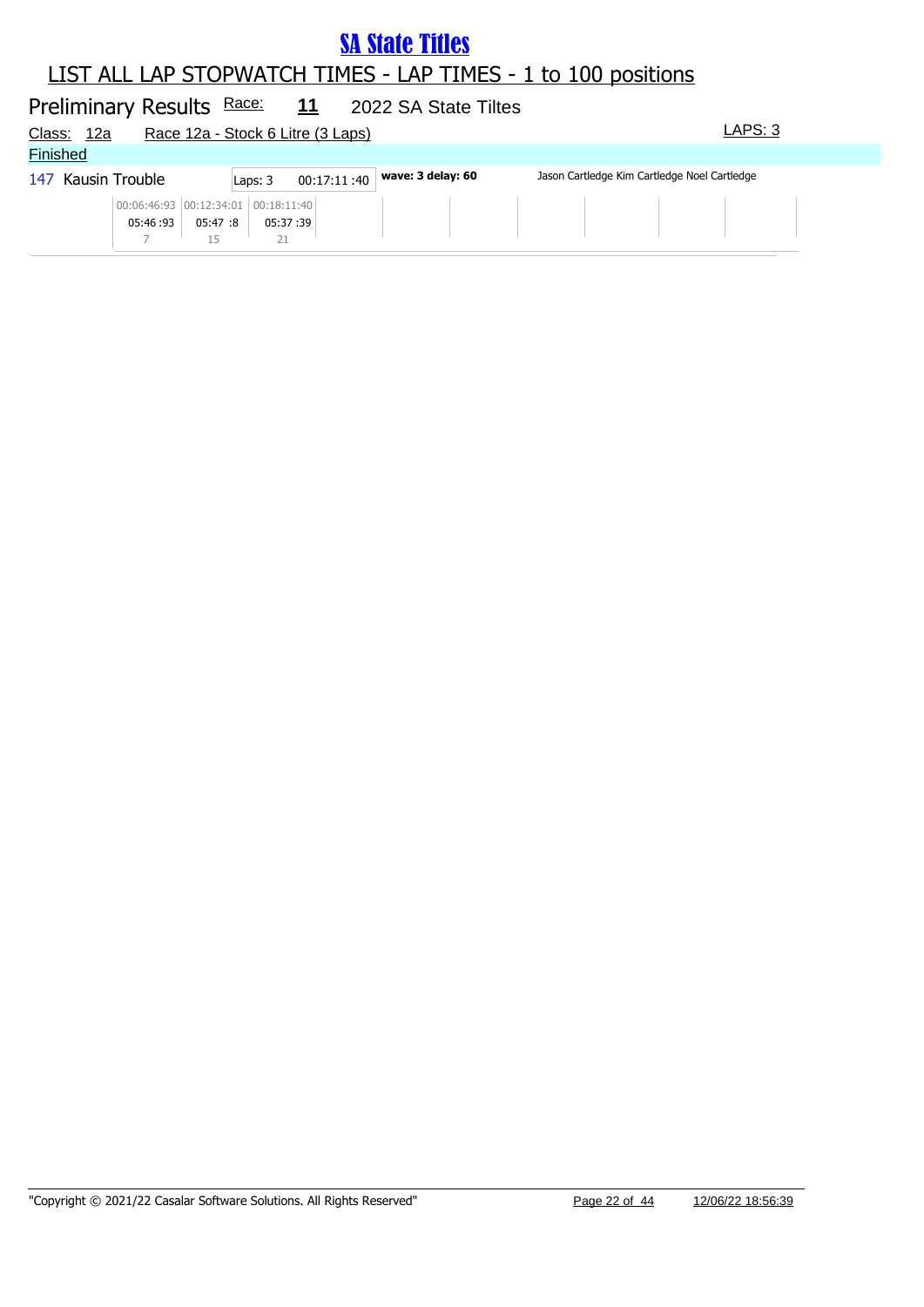# SA State Titles

## LIST ALL LAP STOPWATCH TIMES - LAP TIMES - 1 to 100 positions

### Preliminary Results Race: 11 2022 SA State Tiltes

Class: 12a Race 12a - Stock 6 Litre (3 Laps) LAPS: 3

Finished

147 Kausin Trouble | Laps: 3 | 00:17:11 :40 | **wave: 3 delay: 60** | Jason Cartledge Kim Cartledge Noel Cartledge

| 00:06:46:93 | 00:12:34:01 | 00:18:11:40 |
|---|---|---|
| 05:46 :93 | 05:47 :8 | 05:37 :39 |
| 7 | 15 | 21 |

"Copyright © 2021/22 Casalar Software Solutions. All Rights Reserved"

12/06/22 18:56:39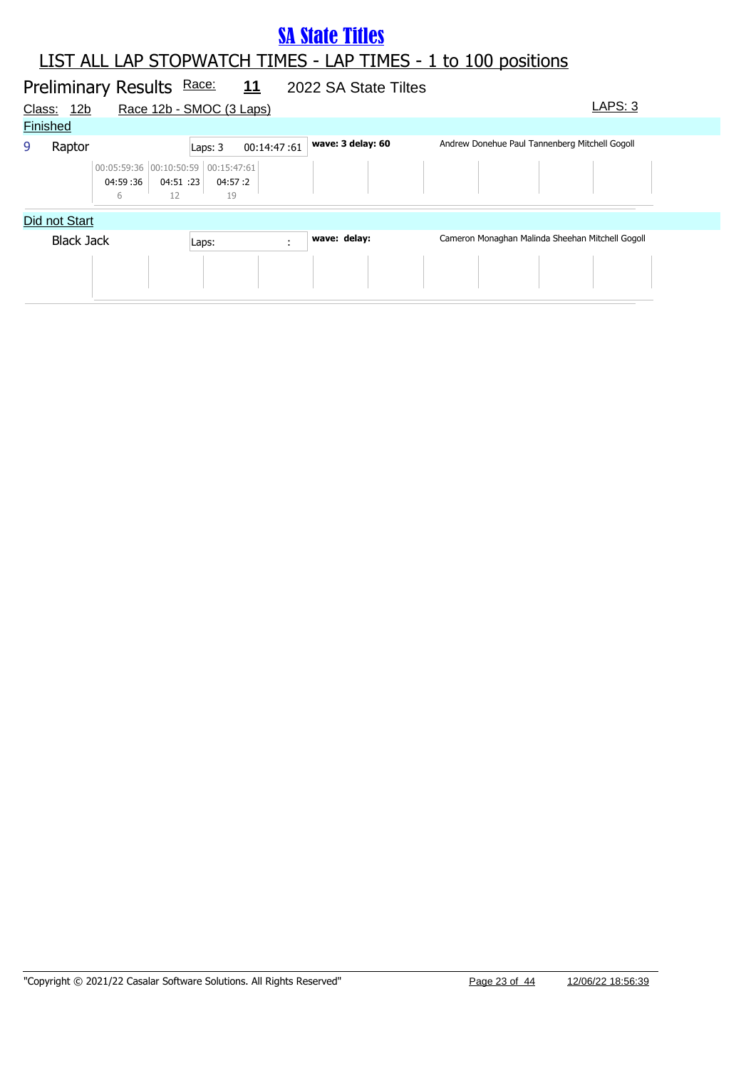# SA State Titles

## LIST ALL LAP STOPWATCH TIMES - LAP TIMES - 1 to 100 positions

### Preliminary Results Race: 11 2022 SA State Tiltes

Class: 12b Race 12b - SMOC (3 Laps) LAPS: 3

**Finished**

| Pos | Boat | Laps | Time | Wave/Delay | Crew |
|---|---|---|---|---|---|
| 9 | Raptor | Laps: 3 | 00:14:47 :61 | wave: 3 delay: 60 | Andrew Donehue Paul Tannenberg Mitchell Gogoll |

| Lap 1 | Lap 2 | Lap 3 |
|---|---|---|
| 00:05:59:36 | 00:10:50:59 | 00:15:47:61 |
| 04:59 :36 | 04:51 :23 | 04:57 :2 |
| 6 | 12 | 19 |

**Did not Start**

| Pos | Boat | Laps | Time | Wave/Delay | Crew |
|---|---|---|---|---|---|
| | Black Jack | Laps: | : | wave: delay: | Cameron Monaghan Malinda Sheehan Mitchell Gogoll |

"Copyright © 2021/22 Casalar Software Solutions. All Rights Reserved" 12/06/22 18:56:39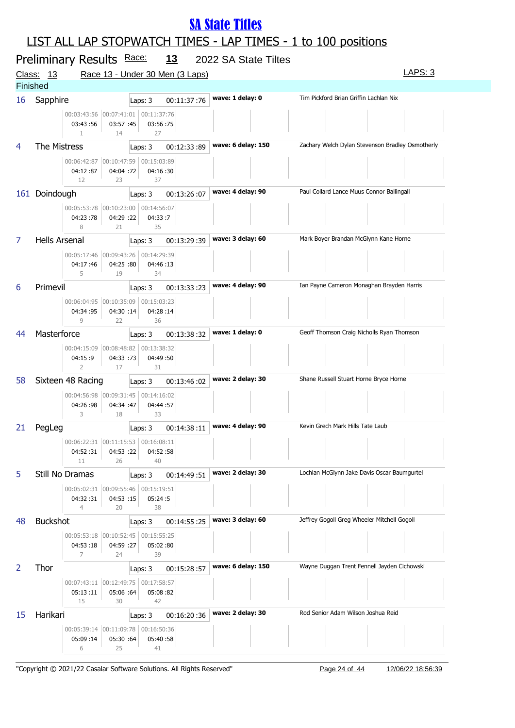# SA State Titles

## LIST ALL LAP STOPWATCH TIMES - LAP TIMES - 1 to 100 positions

### Preliminary Results Race: 13 2022 SA State Tiltes

Class: 13 Race 13 - Under 30 Men (3 Laps) LAPS: 3

Finished

| No. | Team | Laps | Time | Wave / Delay | Riders | Lap 1 | Lap 2 | Lap 3 |
|---|---|---|---|---|---|---|---|---|
| 16 | Sapphire | Laps: 3 | 00:11:37 :76 | wave: 1 delay: 0 | Tim Pickford Brian Griffin Lachlan Nix | 00:03:43:56 / 03:43 :56 / 1 | 00:07:41:01 / 03:57 :45 / 14 | 00:11:37:76 / 03:56 :75 / 27 |
| 4 | The Mistress | Laps: 3 | 00:12:33 :89 | wave: 6 delay: 150 | Zachary Welch Dylan Stevenson Bradley Osmotherly | 00:06:42:87 / 04:12 :87 / 12 | 00:10:47:59 / 04:04 :72 / 23 | 00:15:03:89 / 04:16 :30 / 37 |
| 161 | Doindough | Laps: 3 | 00:13:26 :07 | wave: 4 delay: 90 | Paul Collard Lance Muus Connor Ballingall | 00:05:53:78 / 04:23 :78 / 8 | 00:10:23:00 / 04:29 :22 / 21 | 00:14:56:07 / 04:33 :7 / 35 |
| 7 | Hells Arsenal | Laps: 3 | 00:13:29 :39 | wave: 3 delay: 60 | Mark Boyer Brandan McGlynn Kane Horne | 00:05:17:46 / 04:17 :46 / 5 | 00:09:43:26 / 04:25 :80 / 19 | 00:14:29:39 / 04:46 :13 / 34 |
| 6 | Primevil | Laps: 3 | 00:13:33 :23 | wave: 4 delay: 90 | Ian Payne Cameron Monaghan Brayden Harris | 00:06:04:95 / 04:34 :95 / 9 | 00:10:35:09 / 04:30 :14 / 22 | 00:15:03:23 / 04:28 :14 / 36 |
| 44 | Masterforce | Laps: 3 | 00:13:38 :32 | wave: 1 delay: 0 | Geoff Thomson Craig Nicholls Ryan Thomson | 00:04:15:09 / 04:15 :9 / 2 | 00:08:48:82 / 04:33 :73 / 17 | 00:13:38:32 / 04:49 :50 / 31 |
| 58 | Sixteen 48 Racing | Laps: 3 | 00:13:46 :02 | wave: 2 delay: 30 | Shane Russell Stuart Horne Bryce Horne | 00:04:56:98 / 04:26 :98 / 3 | 00:09:31:45 / 04:34 :47 / 18 | 00:14:16:02 / 04:44 :57 / 33 |
| 21 | PegLeg | Laps: 3 | 00:14:38 :11 | wave: 4 delay: 90 | Kevin Grech Mark Hills Tate Laub | 00:06:22:31 / 04:52 :31 / 11 | 00:11:15:53 / 04:53 :22 / 26 | 00:16:08:11 / 04:52 :58 / 40 |
| 5 | Still No Dramas | Laps: 3 | 00:14:49 :51 | wave: 2 delay: 30 | Lochlan McGlynn Jake Davis Oscar Baumgurtel | 00:05:02:31 / 04:32 :31 / 4 | 00:09:55:46 / 04:53 :15 / 20 | 00:15:19:51 / 05:24 :5 / 38 |
| 48 | Buckshot | Laps: 3 | 00:14:55 :25 | wave: 3 delay: 60 | Jeffrey Gogoll Greg Wheeler Mitchell Gogoll | 00:05:53:18 / 04:53 :18 / 7 | 00:10:52:45 / 04:59 :27 / 24 | 00:15:55:25 / 05:02 :80 / 39 |
| 2 | Thor | Laps: 3 | 00:15:28 :57 | wave: 6 delay: 150 | Wayne Duggan Trent Fennell Jayden Cichowski | 00:07:43:11 / 05:13 :11 / 15 | 00:12:49:75 / 05:06 :64 / 30 | 00:17:58:57 / 05:08 :82 / 42 |
| 15 | Harikari | Laps: 3 | 00:16:20 :36 | wave: 2 delay: 30 | Rod Senior Adam Wilson Joshua Reid | 00:05:39:14 / 05:09 :14 / 6 | 00:11:09:78 / 05:30 :64 / 25 | 00:16:50:36 / 05:40 :58 / 41 |

"Copyright © 2021/22 Casalar Software Solutions. All Rights Reserved" 12/06/22 18:56:39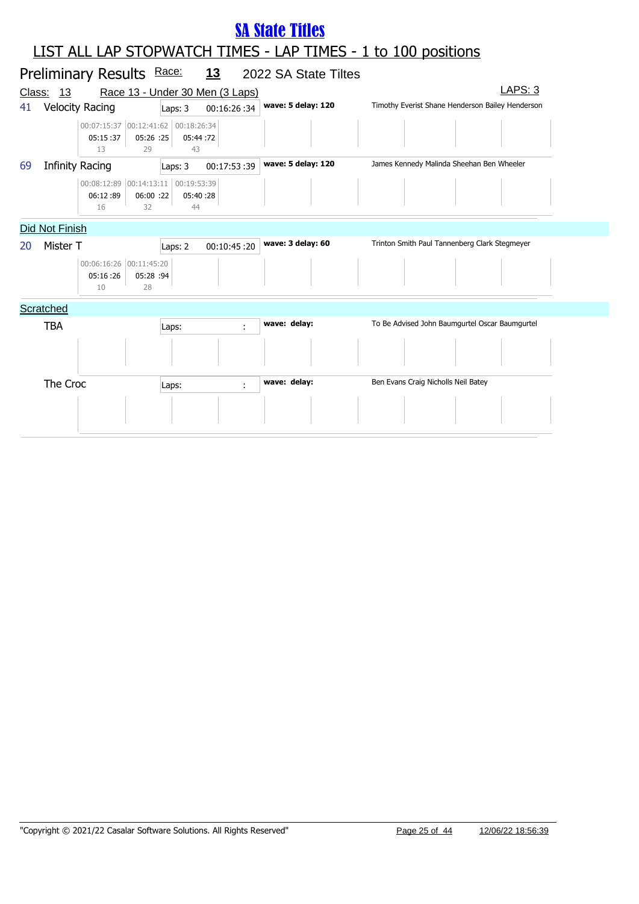# SA State Titles

## LIST ALL LAP STOPWATCH TIMES - LAP TIMES - 1 to 100 positions

### Preliminary Results Race: 13 2022 SA State Tiltes

Class: 13 Race 13 - Under 30 Men (3 Laps) LAPS: 3

| No. | Team | Laps | Time | Wave/Delay | Riders |
|---|---|---|---|---|---|
| 41 | Velocity Racing | Laps: 3 | 00:16:26 :34 | wave: 5 delay: 120 | Timothy Everist Shane Henderson Bailey Henderson |
| | 00:07:15:37 / 05:15 :37 / 13 | 00:12:41:62 / 05:26 :25 / 29 | 00:18:26:34 / 05:44 :72 / 43 | | |
| 69 | Infinity Racing | Laps: 3 | 00:17:53 :39 | wave: 5 delay: 120 | James Kennedy Malinda Sheehan Ben Wheeler |
| | 00:08:12:89 / 06:12 :89 / 16 | 00:14:13:11 / 06:00 :22 / 32 | 00:19:53:39 / 05:40 :28 / 44 | | |

**Did Not Finish**

| No. | Team | Laps | Time | Wave/Delay | Riders |
|---|---|---|---|---|---|
| 20 | Mister T | Laps: 2 | 00:10:45 :20 | wave: 3 delay: 60 | Trinton Smith Paul Tannenberg Clark Stegmeyer |
| | 00:06:16:26 / 05:16 :26 / 10 | 00:11:45:20 / 05:28 :94 / 28 | | | |

**Scratched**

| No. | Team | Laps | Time | Wave/Delay | Riders |
|---|---|---|---|---|---|
| | TBA | Laps: | : | wave: delay: | To Be Advised John Baumgurtel Oscar Baumgurtel |
| | The Croc | Laps: | : | wave: delay: | Ben Evans Craig Nicholls Neil Batey |

"Copyright © 2021/22 Casalar Software Solutions. All Rights Reserved" 12/06/22 18:56:39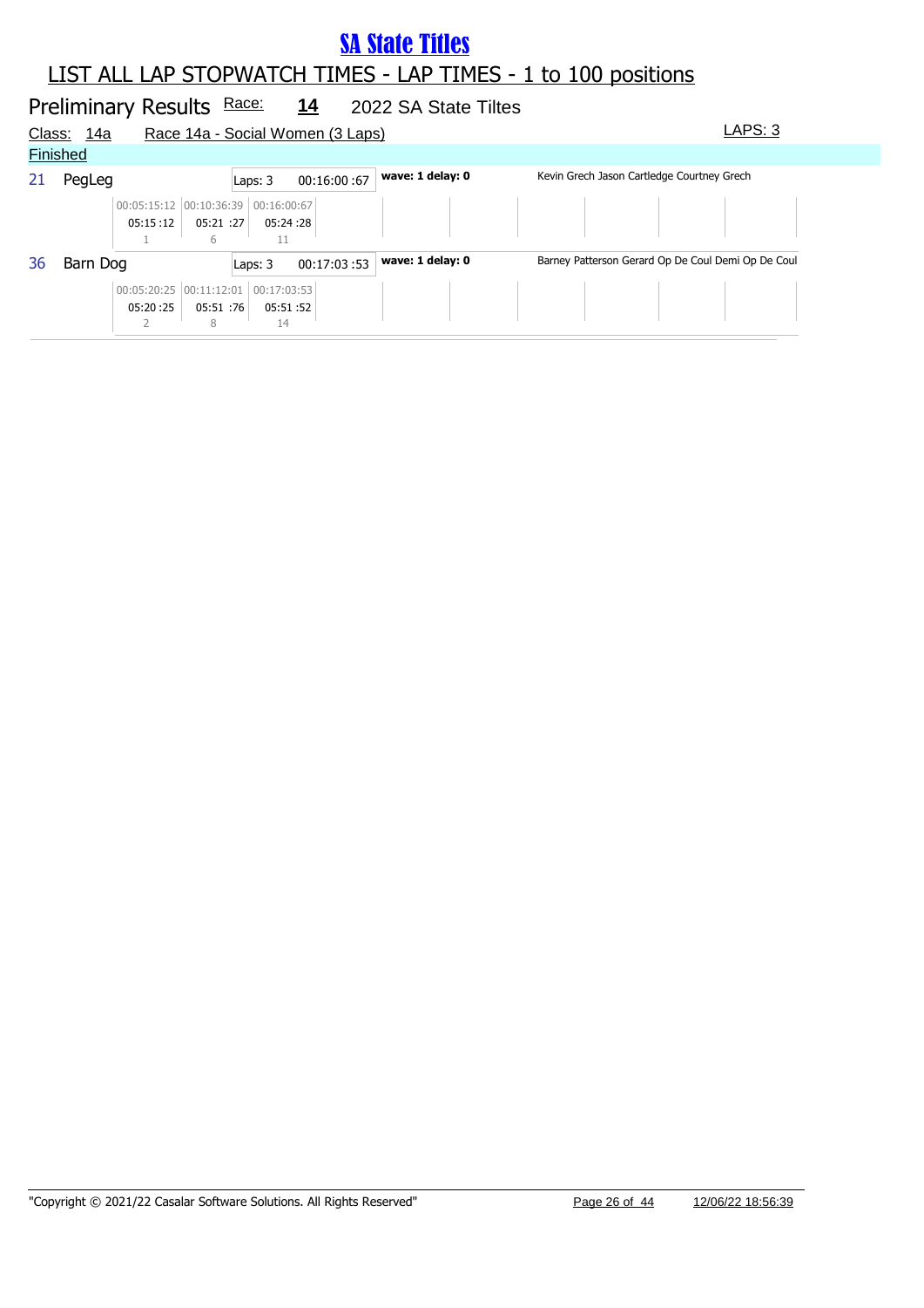# SA State Titles

## LIST ALL LAP STOPWATCH TIMES - LAP TIMES - 1 to 100 positions

### Preliminary Results Race: 14 2022 SA State Tiltes

Class: 14a Race 14a - Social Women (3 Laps) LAPS: 3

**Finished**

| No. | Team | Laps | Total Time | Wave | Riders |
|---|---|---|---|---|---|
| 21 | PegLeg | Laps: 3 | 00:16:00 :67 | wave: 1 delay: 0 | Kevin Grech Jason Cartledge Courtney Grech |
| 36 | Barn Dog | Laps: 3 | 00:17:03 :53 | wave: 1 delay: 0 | Barney Patterson Gerard Op De Coul Demi Op De Coul |

**21 PegLeg**

| | Lap 1 | Lap 2 | Lap 3 |
|---|---|---|---|
| Elapsed | 00:05:15:12 | 00:10:36:39 | 00:16:00:67 |
| Lap time | 05:15 :12 | 05:21 :27 | 05:24 :28 |
| Position | 1 | 6 | 11 |

**36 Barn Dog**

| | Lap 1 | Lap 2 | Lap 3 |
|---|---|---|---|
| Elapsed | 00:05:20:25 | 00:11:12:01 | 00:17:03:53 |
| Lap time | 05:20 :25 | 05:51 :76 | 05:51 :52 |
| Position | 2 | 8 | 14 |

"Copyright © 2021/22 Casalar Software Solutions. All Rights Reserved" 12/06/22 18:56:39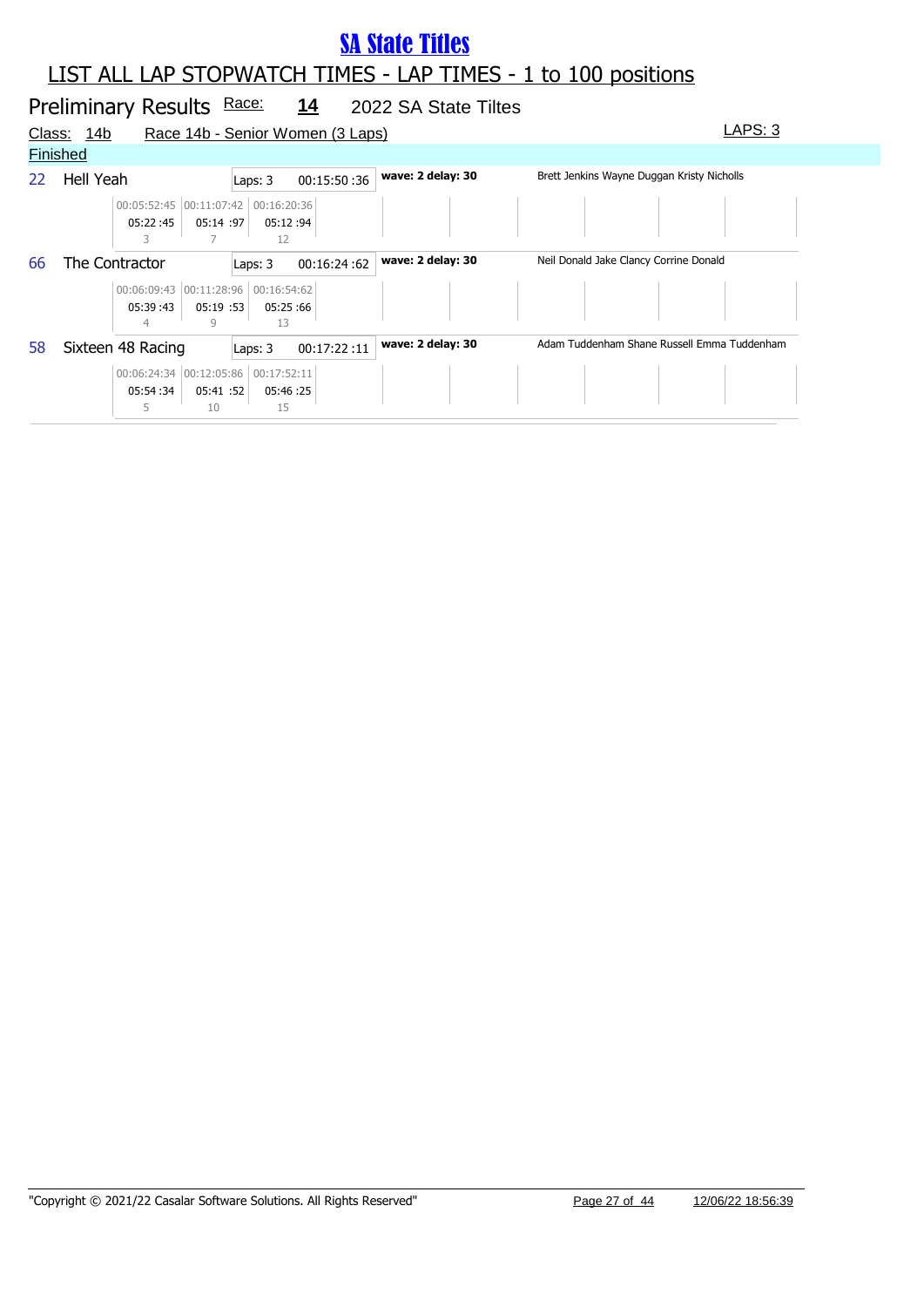# SA State Titles

## LIST ALL LAP STOPWATCH TIMES - LAP TIMES - 1 to 100 positions

### Preliminary Results Race: 14 2022 SA State Tiltes

Class: 14b Race 14b - Senior Women (3 Laps) LAPS: 3

Finished

| No. | Team | Laps | Total Time | Wave | Riders |
|---|---|---|---|---|---|
| 22 | Hell Yeah | Laps: 3 | 00:15:50 :36 | wave: 2 delay: 30 | Brett Jenkins Wayne Duggan Kristy Nicholls |
| 66 | The Contractor | Laps: 3 | 00:16:24 :62 | wave: 2 delay: 30 | Neil Donald Jake Clancy Corrine Donald |
| 58 | Sixteen 48 Racing | Laps: 3 | 00:17:22 :11 | wave: 2 delay: 30 | Adam Tuddenham Shane Russell Emma Tuddenham |

**22 Hell Yeah**

| Lap 1 | Lap 2 | Lap 3 |
|---|---|---|
| 00:05:52:45 | 00:11:07:42 | 00:16:20:36 |
| 05:22 :45 | 05:14 :97 | 05:12 :94 |
| 3 | 7 | 12 |

**66 The Contractor**

| Lap 1 | Lap 2 | Lap 3 |
|---|---|---|
| 00:06:09:43 | 00:11:28:96 | 00:16:54:62 |
| 05:39 :43 | 05:19 :53 | 05:25 :66 |
| 4 | 9 | 13 |

**58 Sixteen 48 Racing**

| Lap 1 | Lap 2 | Lap 3 |
|---|---|---|
| 00:06:24:34 | 00:12:05:86 | 00:17:52:11 |
| 05:54 :34 | 05:41 :52 | 05:46 :25 |
| 5 | 10 | 15 |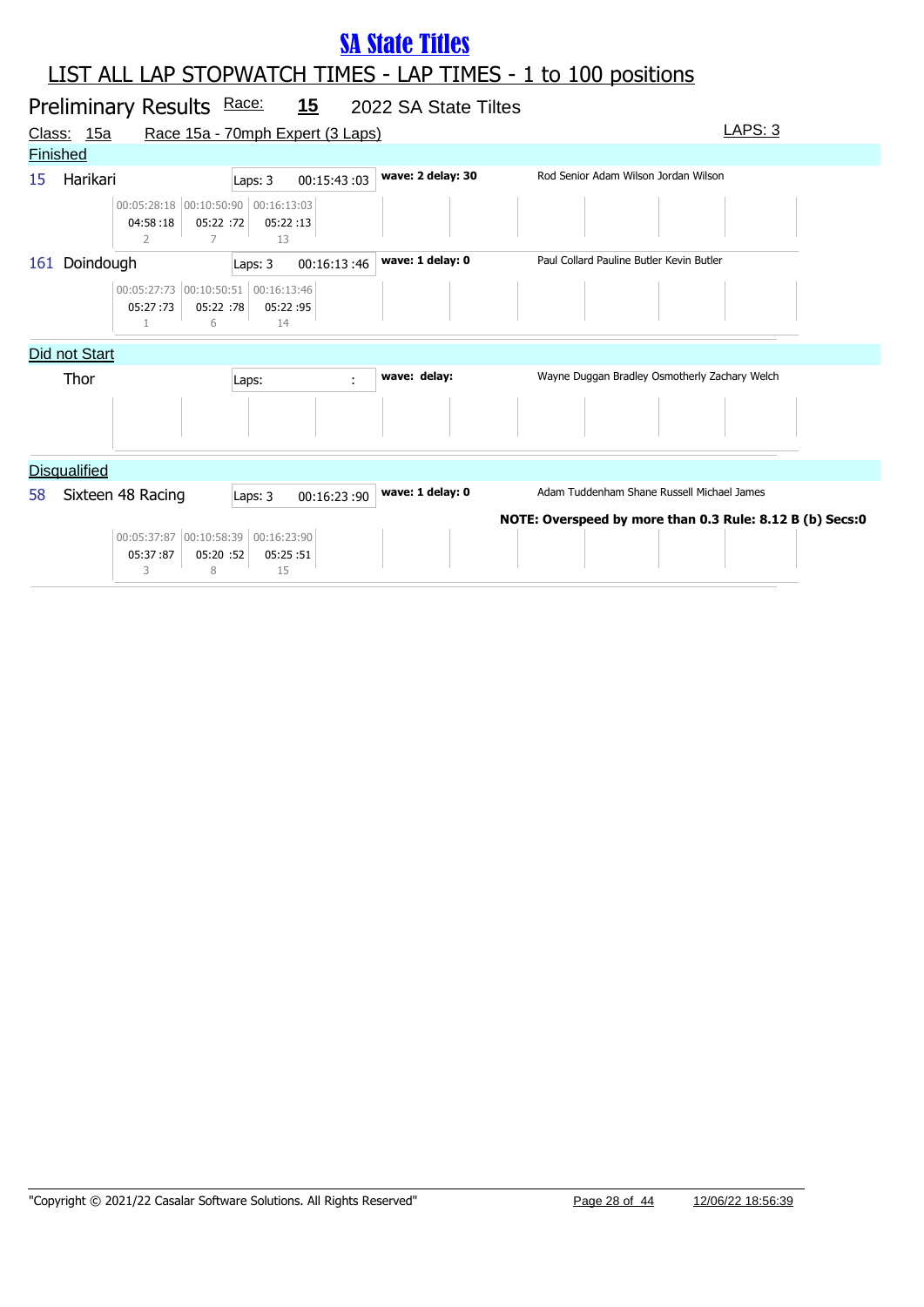# SA State Titles

## LIST ALL LAP STOPWATCH TIMES - LAP TIMES - 1 to 100 positions

### Preliminary Results Race: 15 2022 SA State Tiltes

Class: 15a Race 15a - 70mph Expert (3 Laps) LAPS: 3

**Finished**

**15 Harikari** — Laps: 3 — 00:15:43 :03 — **wave: 2 delay: 30** — Rod Senior Adam Wilson Jordan Wilson

| Lap 1 | Lap 2 | Lap 3 |
|---|---|---|
| 00:05:28:18 | 00:10:50:90 | 00:16:13:03 |
| 04:58 :18 | 05:22 :72 | 05:22 :13 |
| 2 | 7 | 13 |

**161 Doindough** — Laps: 3 — 00:16:13 :46 — **wave: 1 delay: 0** — Paul Collard Pauline Butler Kevin Butler

| Lap 1 | Lap 2 | Lap 3 |
|---|---|---|
| 00:05:27:73 | 00:10:50:51 | 00:16:13:46 |
| 05:27 :73 | 05:22 :78 | 05:22 :95 |
| 1 | 6 | 14 |

**Did not Start**

**Thor** — Laps: : — **wave: delay:** — Wayne Duggan Bradley Osmotherly Zachary Welch

**Disqualified**

**58 Sixteen 48 Racing** — Laps: 3 — 00:16:23 :90 — **wave: 1 delay: 0** — Adam Tuddenham Shane Russell Michael James

**NOTE: Overspeed by more than 0.3 Rule: 8.12 B (b) Secs:0**

| Lap 1 | Lap 2 | Lap 3 |
|---|---|---|
| 00:05:37:87 | 00:10:58:39 | 00:16:23:90 |
| 05:37 :87 | 05:20 :52 | 05:25 :51 |
| 3 | 8 | 15 |

"Copyright © 2021/22 Casalar Software Solutions. All Rights Reserved" 12/06/22 18:56:39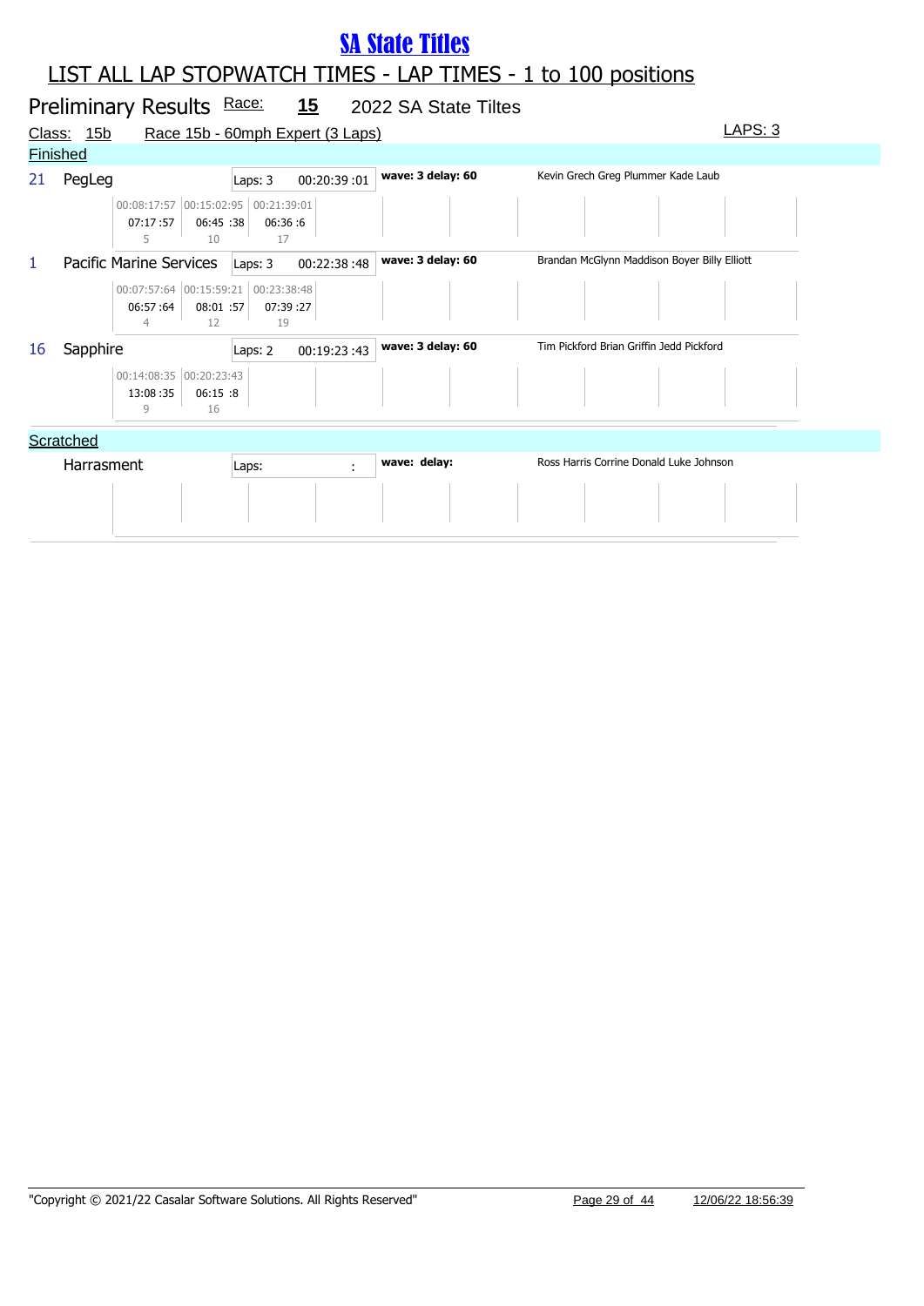# SA State Titles

## LIST ALL LAP STOPWATCH TIMES - LAP TIMES - 1 to 100 positions

### Preliminary Results Race: 15 2022 SA State Tiltes

Class: 15b Race 15b - 60mph Expert (3 Laps) LAPS: 3

**Finished**

| No. | Boat | Laps | Time | Wave/Delay | Crew |
|---|---|---|---|---|---|
| 21 | PegLeg | Laps: 3 | 00:20:39 :01 | wave: 3 delay: 60 | Kevin Grech Greg Plummer Kade Laub |
| 1 | Pacific Marine Services | Laps: 3 | 00:22:38 :48 | wave: 3 delay: 60 | Brandan McGlynn Maddison Boyer Billy Elliott |
| 16 | Sapphire | Laps: 2 | 00:19:23 :43 | wave: 3 delay: 60 | Tim Pickford Brian Griffin Jedd Pickford |

**Lap times**

| Boat | Lap 1 | Lap 2 | Lap 3 |
|---|---|---|---|
| PegLeg | 00:08:17:57 / 07:17 :57 / 5 | 00:15:02:95 / 06:45 :38 / 10 | 00:21:39:01 / 06:36 :6 / 17 |
| Pacific Marine Services | 00:07:57:64 / 06:57 :64 / 4 | 00:15:59:21 / 08:01 :57 / 12 | 00:23:38:48 / 07:39 :27 / 19 |
| Sapphire | 00:14:08:35 / 13:08 :35 / 9 | 00:20:23:43 / 06:15 :8 / 16 | |

**Scratched**

| No. | Boat | Laps | Time | Wave/Delay | Crew |
|---|---|---|---|---|---|
| | Harrasment | Laps: | : | wave: delay: | Ross Harris Corrine Donald Luke Johnson |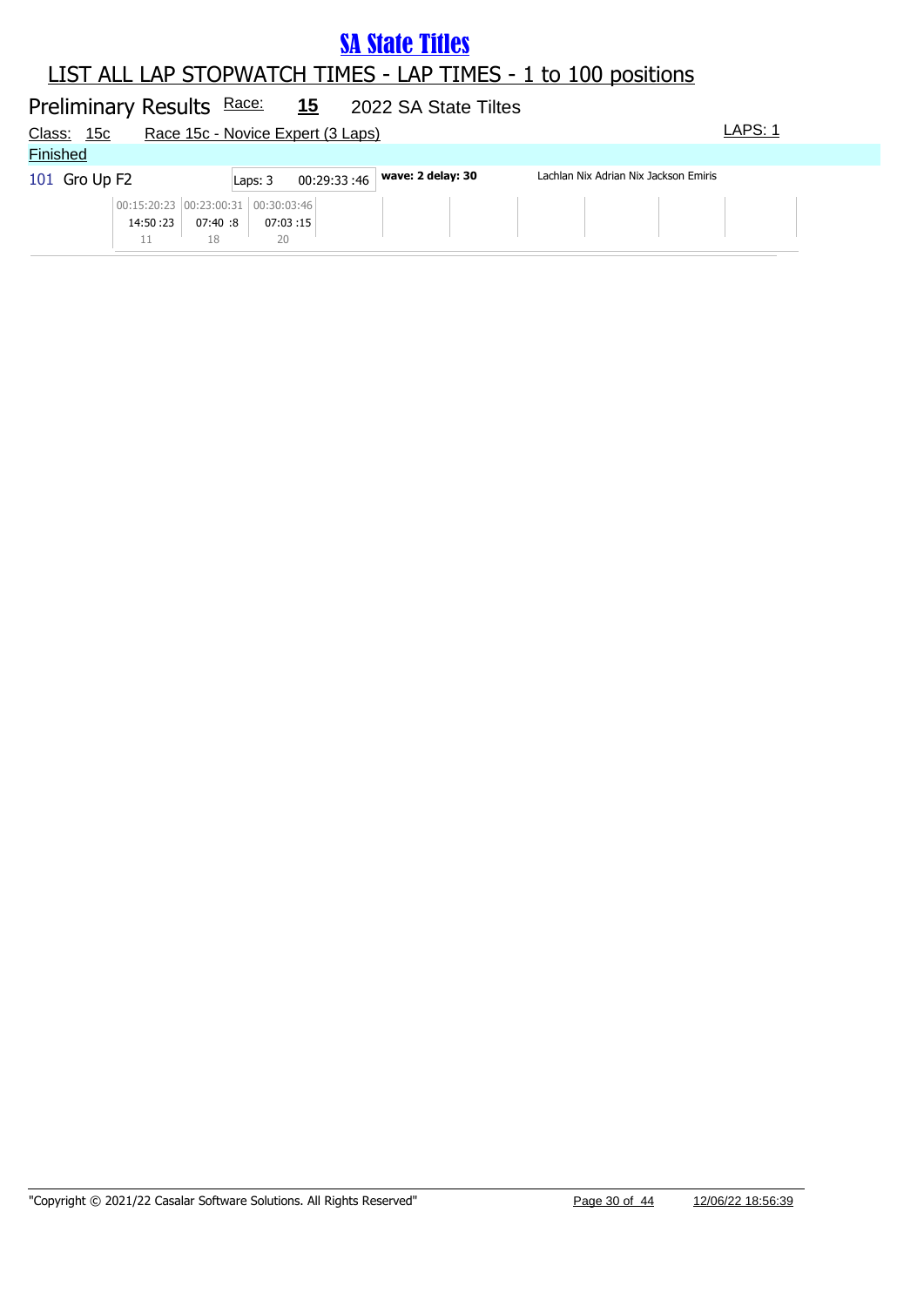# SA State Titles

## LIST ALL LAP STOPWATCH TIMES - LAP TIMES - 1 to 100 positions

### Preliminary Results Race: 15 2022 SA State Tiltes

Class: 15c Race 15c - Novice Expert (3 Laps) LAPS: 1

**Finished**

101 Gro Up F2 | Laps: 3 | 00:29:33 :46 | **wave: 2 delay: 30** | Lachlan Nix Adrian Nix Jackson Emiris

| 00:15:20:23 | 00:23:00:31 | 00:30:03:46 |
|---|---|---|
| 14:50 :23 | 07:40 :8 | 07:03 :15 |
| 11 | 18 | 20 |

"Copyright © 2021/22 Casalar Software Solutions. All Rights Reserved" 12/06/22 18:56:39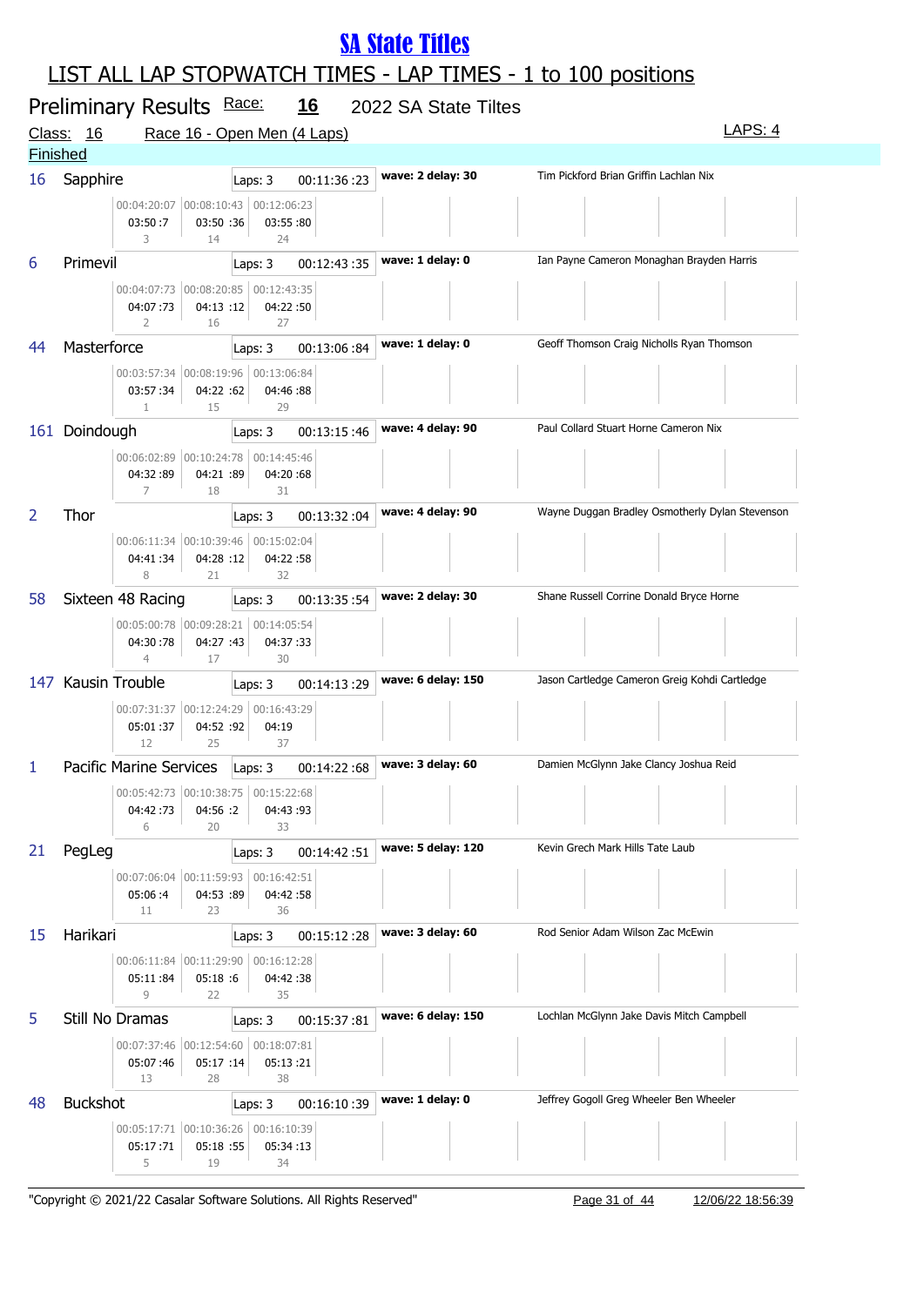# SA State Titles

## LIST ALL LAP STOPWATCH TIMES - LAP TIMES - 1 to 100 positions

### Preliminary Results Race: 16 2022 SA State Tiltes

Class: 16 Race 16 - Open Men (4 Laps) LAPS: 4

Finished

| No. | Boat | Laps | Time | Wave / Delay | Crew | Lap 1 | Lap 2 | Lap 3 |
|---|---|---|---|---|---|---|---|---|
| 16 | Sapphire | Laps: 3 | 00:11:36 :23 | wave: 2 delay: 30 | Tim Pickford Brian Griffin Lachlan Nix | 00:04:20:07<br>03:50 :7<br>3 | 00:08:10:43<br>03:50 :36<br>14 | 00:12:06:23<br>03:55 :80<br>24 |
| 6 | Primevil | Laps: 3 | 00:12:43 :35 | wave: 1 delay: 0 | Ian Payne Cameron Monaghan Brayden Harris | 00:04:07:73<br>04:07 :73<br>2 | 00:08:20:85<br>04:13 :12<br>16 | 00:12:43:35<br>04:22 :50<br>27 |
| 44 | Masterforce | Laps: 3 | 00:13:06 :84 | wave: 1 delay: 0 | Geoff Thomson Craig Nicholls Ryan Thomson | 00:03:57:34<br>03:57 :34<br>1 | 00:08:19:96<br>04:22 :62<br>15 | 00:13:06:84<br>04:46 :88<br>29 |
| 161 | Doindough | Laps: 3 | 00:13:15 :46 | wave: 4 delay: 90 | Paul Collard Stuart Horne Cameron Nix | 00:06:02:89<br>04:32 :89<br>7 | 00:10:24:78<br>04:21 :89<br>18 | 00:14:45:46<br>04:20 :68<br>31 |
| 2 | Thor | Laps: 3 | 00:13:32 :04 | wave: 4 delay: 90 | Wayne Duggan Bradley Osmotherly Dylan Stevenson | 00:06:11:34<br>04:41 :34<br>8 | 00:10:39:46<br>04:28 :12<br>21 | 00:15:02:04<br>04:22 :58<br>32 |
| 58 | Sixteen 48 Racing | Laps: 3 | 00:13:35 :54 | wave: 2 delay: 30 | Shane Russell Corrine Donald Bryce Horne | 00:05:00:78<br>04:30 :78<br>4 | 00:09:28:21<br>04:27 :43<br>17 | 00:14:05:54<br>04:37 :33<br>30 |
| 147 | Kausin Trouble | Laps: 3 | 00:14:13 :29 | wave: 6 delay: 150 | Jason Cartledge Cameron Greig Kohdi Cartledge | 00:07:31:37<br>05:01 :37<br>12 | 00:12:24:29<br>04:52 :92<br>25 | 00:16:43:29<br>04:19<br>37 |
| 1 | Pacific Marine Services | Laps: 3 | 00:14:22 :68 | wave: 3 delay: 60 | Damien McGlynn Jake Clancy Joshua Reid | 00:05:42:73<br>04:42 :73<br>6 | 00:10:38:75<br>04:56 :2<br>20 | 00:15:22:68<br>04:43 :93<br>33 |
| 21 | PegLeg | Laps: 3 | 00:14:42 :51 | wave: 5 delay: 120 | Kevin Grech Mark Hills Tate Laub | 00:07:06:04<br>05:06 :4<br>11 | 00:11:59:93<br>04:53 :89<br>23 | 00:16:42:51<br>04:42 :58<br>36 |
| 15 | Harikari | Laps: 3 | 00:15:12 :28 | wave: 3 delay: 60 | Rod Senior Adam Wilson Zac McEwin | 00:06:11:84<br>05:11 :84<br>9 | 00:11:29:90<br>05:18 :6<br>22 | 00:16:12:28<br>04:42 :38<br>35 |
| 5 | Still No Dramas | Laps: 3 | 00:15:37 :81 | wave: 6 delay: 150 | Lochlan McGlynn Jake Davis Mitch Campbell | 00:07:37:46<br>05:07 :46<br>13 | 00:12:54:60<br>05:17 :14<br>28 | 00:18:07:81<br>05:13 :21<br>38 |
| 48 | Buckshot | Laps: 3 | 00:16:10 :39 | wave: 1 delay: 0 | Jeffrey Gogoll Greg Wheeler Ben Wheeler | 00:05:17:71<br>05:17 :71<br>5 | 00:10:36:26<br>05:18 :55<br>19 | 00:16:10:39<br>05:34 :13<br>34 |

"Copyright © 2021/22 Casalar Software Solutions. All Rights Reserved" 12/06/22 18:56:39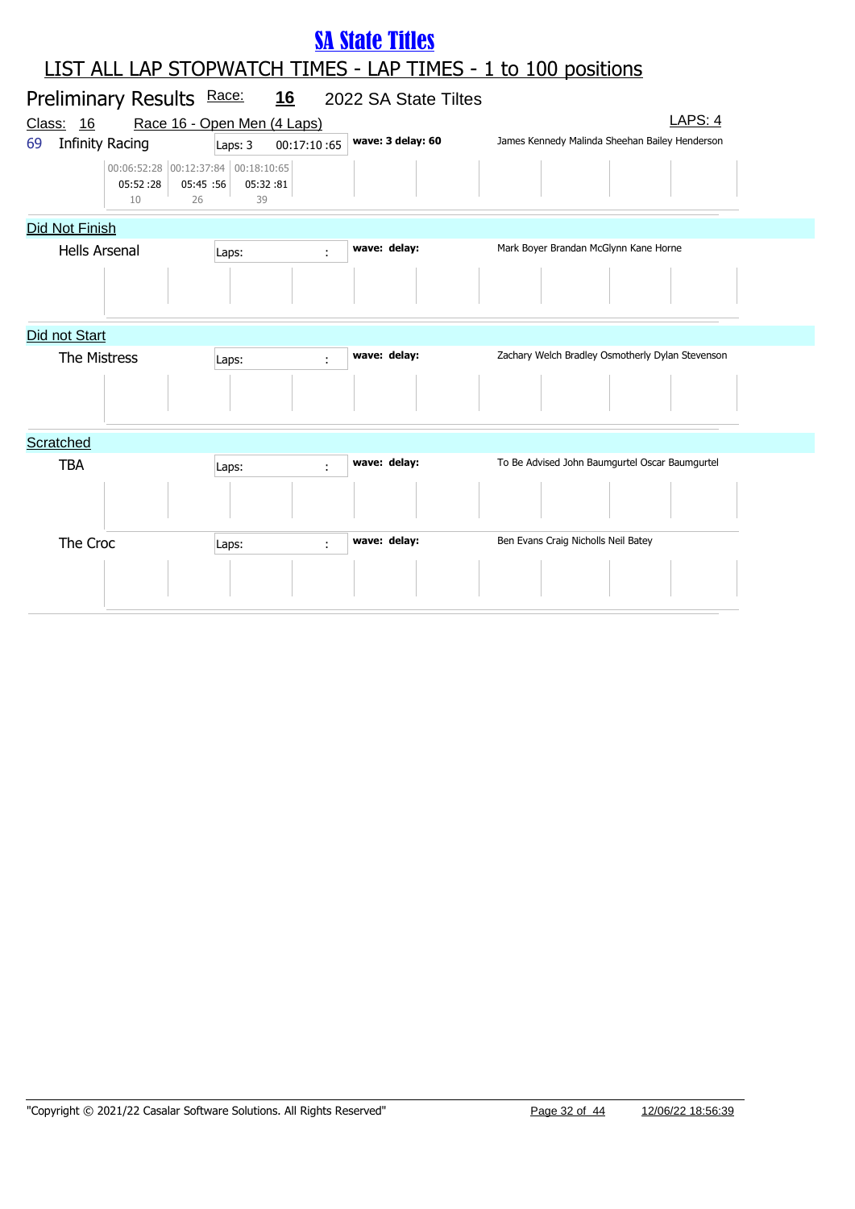# SA State Titles

## LIST ALL LAP STOPWATCH TIMES - LAP TIMES - 1 to 100 positions

### Preliminary Results Race: 16 2022 SA State Tiltes

Class: 16 Race 16 - Open Men (4 Laps) LAPS: 4

69 Infinity Racing | Laps: 3 | 00:17:10 :65 | **wave: 3 delay: 60** | James Kennedy Malinda Sheehan Bailey Henderson

| 00:06:52:28 | 00:12:37:84 | 00:18:10:65 |
|---|---|---|
| 05:52 :28 | 05:45 :56 | 05:32 :81 |
| 10 | 26 | 39 |

### Did Not Finish

Hells Arsenal | Laps: | : | **wave: delay:** | Mark Boyer Brandan McGlynn Kane Horne

### Did not Start

The Mistress | Laps: | : | **wave: delay:** | Zachary Welch Bradley Osmotherly Dylan Stevenson

### Scratched

TBA | Laps: | : | **wave: delay:** | To Be Advised John Baumgurtel Oscar Baumgurtel

The Croc | Laps: | : | **wave: delay:** | Ben Evans Craig Nicholls Neil Batey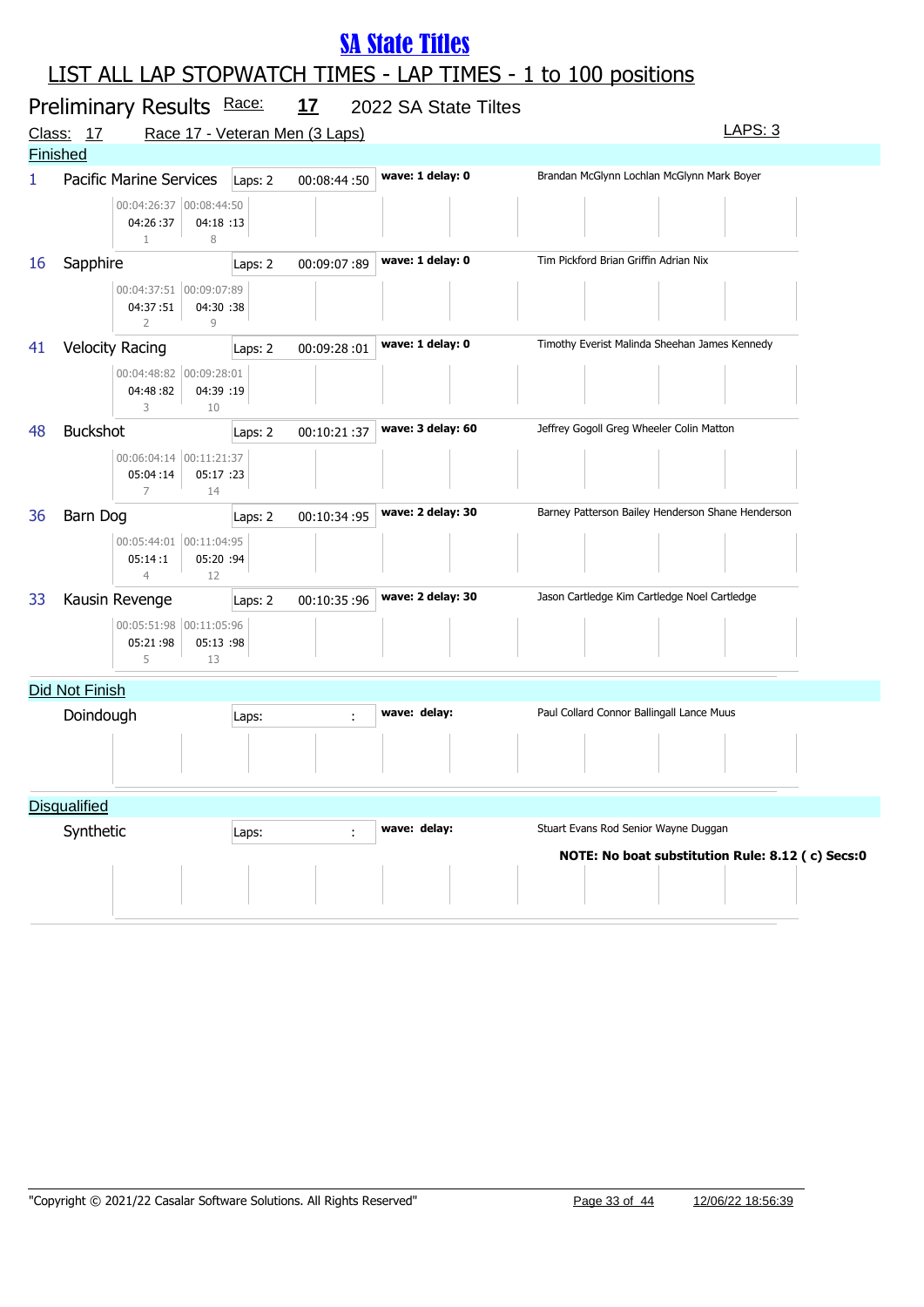# SA State Titles

## LIST ALL LAP STOPWATCH TIMES - LAP TIMES - 1 to 100 positions

**Preliminary Results** Race: **17** 2022 SA State Tiltes

Class: 17 Race 17 - Veteran Men (3 Laps) LAPS: 3

### Finished

| No. | Boat | Laps | Time | Wave/Delay | Crew |
|---|---|---|---|---|---|
| 1 | Pacific Marine Services | Laps: 2 | 00:08:44 :50 | wave: 1 delay: 0 | Brandan McGlynn Lochlan McGlynn Mark Boyer |
| 16 | Sapphire | Laps: 2 | 00:09:07 :89 | wave: 1 delay: 0 | Tim Pickford Brian Griffin Adrian Nix |
| 41 | Velocity Racing | Laps: 2 | 00:09:28 :01 | wave: 1 delay: 0 | Timothy Everist Malinda Sheehan James Kennedy |
| 48 | Buckshot | Laps: 2 | 00:10:21 :37 | wave: 3 delay: 60 | Jeffrey Gogoll Greg Wheeler Colin Matton |
| 36 | Barn Dog | Laps: 2 | 00:10:34 :95 | wave: 2 delay: 30 | Barney Patterson Bailey Henderson Shane Henderson |
| 33 | Kausin Revenge | Laps: 2 | 00:10:35 :96 | wave: 2 delay: 30 | Jason Cartledge Kim Cartledge Noel Cartledge |

Lap times:

| Boat | Lap 1 (cumulative) | Lap 1 time | Lap 1 position | Lap 2 (cumulative) | Lap 2 time | Lap 2 position |
|---|---|---|---|---|---|---|
| Pacific Marine Services | 00:04:26:37 | 04:26 :37 | 1 | 00:08:44:50 | 04:18 :13 | 8 |
| Sapphire | 00:04:37:51 | 04:37 :51 | 2 | 00:09:07:89 | 04:30 :38 | 9 |
| Velocity Racing | 00:04:48:82 | 04:48 :82 | 3 | 00:09:28:01 | 04:39 :19 | 10 |
| Buckshot | 00:06:04:14 | 05:04 :14 | 7 | 00:11:21:37 | 05:17 :23 | 14 |
| Barn Dog | 00:05:44:01 | 05:14 :1 | 4 | 00:11:04:95 | 05:20 :94 | 12 |
| Kausin Revenge | 00:05:51:98 | 05:21 :98 | 5 | 00:11:05:96 | 05:13 :98 | 13 |

### Did Not Finish

| Boat | Laps | Time | Wave/Delay | Crew |
|---|---|---|---|---|
| Doindough | Laps: | : | wave: delay: | Paul Collard Connor Ballingall Lance Muus |

### Disqualified

| Boat | Laps | Time | Wave/Delay | Crew |
|---|---|---|---|---|
| Synthetic | Laps: | : | wave: delay: | Stuart Evans Rod Senior Wayne Duggan |

**NOTE: No boat substitution Rule: 8.12 ( c) Secs:0**

"Copyright © 2021/22 Casalar Software Solutions. All Rights Reserved" 12/06/22 18:56:39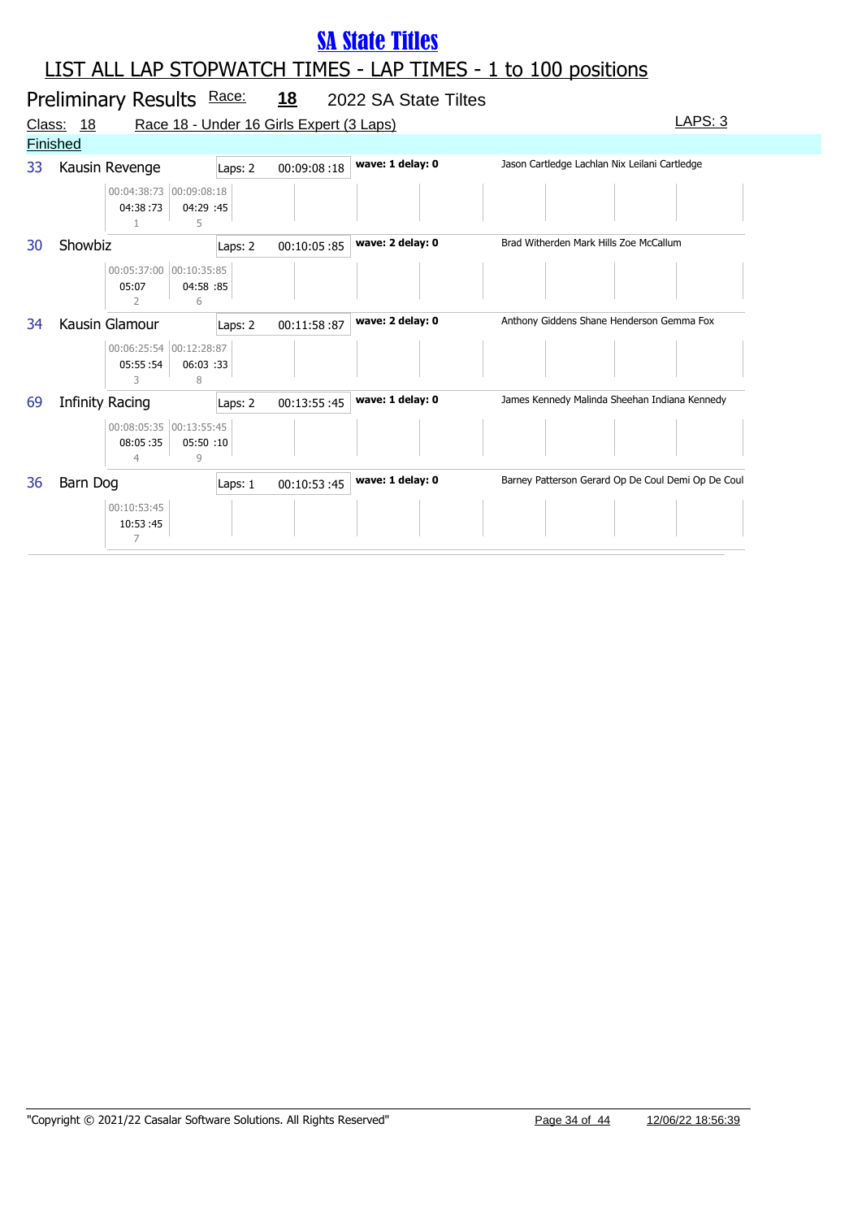# SA State Titles

## LIST ALL LAP STOPWATCH TIMES - LAP TIMES - 1 to 100 positions

### Preliminary Results Race: 18 2022 SA State Tiltes

Class: 18 Race 18 - Under 16 Girls Expert (3 Laps) LAPS: 3

Finished

| No. | Team | Laps | Time | Wave | Riders |
|---|---|---|---|---|---|
| 33 | Kausin Revenge | Laps: 2 | 00:09:08 :18 | wave: 1 delay: 0 | Jason Cartledge Lachlan Nix Leilani Cartledge |
| 30 | Showbiz | Laps: 2 | 00:10:05 :85 | wave: 2 delay: 0 | Brad Witherden Mark Hills Zoe McCallum |
| 34 | Kausin Glamour | Laps: 2 | 00:11:58 :87 | wave: 2 delay: 0 | Anthony Giddens Shane Henderson Gemma Fox |
| 69 | Infinity Racing | Laps: 2 | 00:13:55 :45 | wave: 1 delay: 0 | James Kennedy Malinda Sheehan Indiana Kennedy |
| 36 | Barn Dog | Laps: 1 | 00:10:53 :45 | wave: 1 delay: 0 | Barney Patterson Gerard Op De Coul Demi Op De Coul |

Lap times:

| No. | Team | Lap 1 | Lap 2 |
|---|---|---|---|
| 33 | Kausin Revenge | 00:04:38:73 / 04:38 :73 / 1 | 00:09:08:18 / 04:29 :45 / 5 |
| 30 | Showbiz | 00:05:37:00 / 05:07 / 2 | 00:10:35:85 / 04:58 :85 / 6 |
| 34 | Kausin Glamour | 00:06:25:54 / 05:55 :54 / 3 | 00:12:28:87 / 06:03 :33 / 8 |
| 69 | Infinity Racing | 00:08:05:35 / 08:05 :35 / 4 | 00:13:55:45 / 05:50 :10 / 9 |
| 36 | Barn Dog | 00:10:53:45 / 10:53 :45 / 7 | |

"Copyright © 2021/22 Casalar Software Solutions. All Rights Reserved" 12/06/22 18:56:39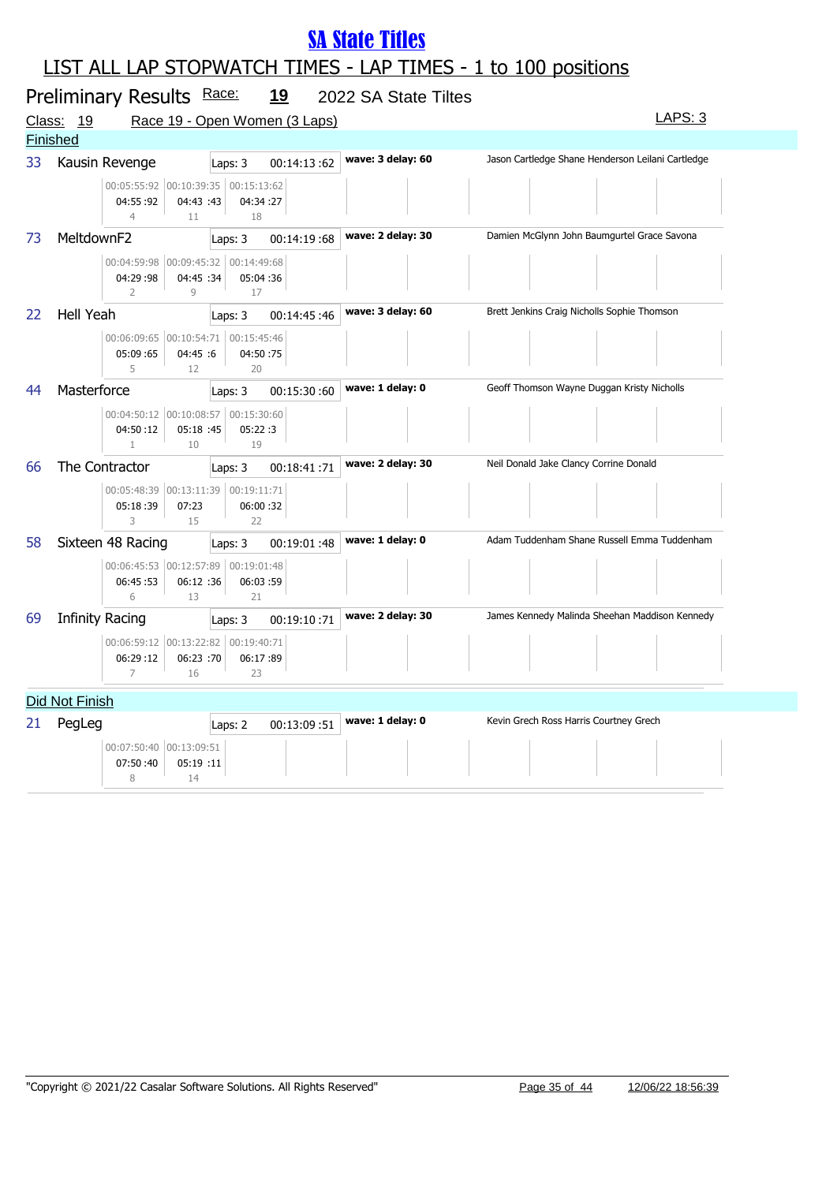# SA State Titles

## LIST ALL LAP STOPWATCH TIMES - LAP TIMES - 1 to 100 positions

### Preliminary Results Race: 19 2022 SA State Tiltes

Class: 19 Race 19 - Open Women (3 Laps) LAPS: 3

**Finished**

| No. | Team | Laps | Time | Wave | Riders |
|---|---|---|---|---|---|
| 33 | Kausin Revenge | Laps: 3 | 00:14:13 :62 | wave: 3 delay: 60 | Jason Cartledge Shane Henderson Leilani Cartledge |
| | | 00:05:55:92 / 04:55 :92 / 4 | 00:10:39:35 / 04:43 :43 / 11 | 00:15:13:62 / 04:34 :27 / 18 | |
| 73 | MeltdownF2 | Laps: 3 | 00:14:19 :68 | wave: 2 delay: 30 | Damien McGlynn John Baumgurtel Grace Savona |
| | | 00:04:59:98 / 04:29 :98 / 2 | 00:09:45:32 / 04:45 :34 / 9 | 00:14:49:68 / 05:04 :36 / 17 | |
| 22 | Hell Yeah | Laps: 3 | 00:14:45 :46 | wave: 3 delay: 60 | Brett Jenkins Craig Nicholls Sophie Thomson |
| | | 00:06:09:65 / 05:09 :65 / 5 | 00:10:54:71 / 04:45 :6 / 12 | 00:15:45:46 / 04:50 :75 / 20 | |
| 44 | Masterforce | Laps: 3 | 00:15:30 :60 | wave: 1 delay: 0 | Geoff Thomson Wayne Duggan Kristy Nicholls |
| | | 00:04:50:12 / 04:50 :12 / 1 | 00:10:08:57 / 05:18 :45 / 10 | 00:15:30:60 / 05:22 :3 / 19 | |
| 66 | The Contractor | Laps: 3 | 00:18:41 :71 | wave: 2 delay: 30 | Neil Donald Jake Clancy Corrine Donald |
| | | 00:05:48:39 / 05:18 :39 / 3 | 00:13:11:39 / 07:23 / 15 | 00:19:11:71 / 06:00 :32 / 22 | |
| 58 | Sixteen 48 Racing | Laps: 3 | 00:19:01 :48 | wave: 1 delay: 0 | Adam Tuddenham Shane Russell Emma Tuddenham |
| | | 00:06:45:53 / 06:45 :53 / 6 | 00:12:57:89 / 06:12 :36 / 13 | 00:19:01:48 / 06:03 :59 / 21 | |
| 69 | Infinity Racing | Laps: 3 | 00:19:10 :71 | wave: 2 delay: 30 | James Kennedy Malinda Sheehan Maddison Kennedy |
| | | 00:06:59:12 / 06:29 :12 / 7 | 00:13:22:82 / 06:23 :70 / 16 | 00:19:40:71 / 06:17 :89 / 23 | |

**Did Not Finish**

| No. | Team | Laps | Time | Wave | Riders |
|---|---|---|---|---|---|
| 21 | PegLeg | Laps: 2 | 00:13:09 :51 | wave: 1 delay: 0 | Kevin Grech Ross Harris Courtney Grech |
| | | 00:07:50:40 / 07:50 :40 / 8 | 00:13:09:51 / 05:19 :11 / 14 | | |

"Copyright © 2021/22 Casalar Software Solutions. All Rights Reserved" 12/06/22 18:56:39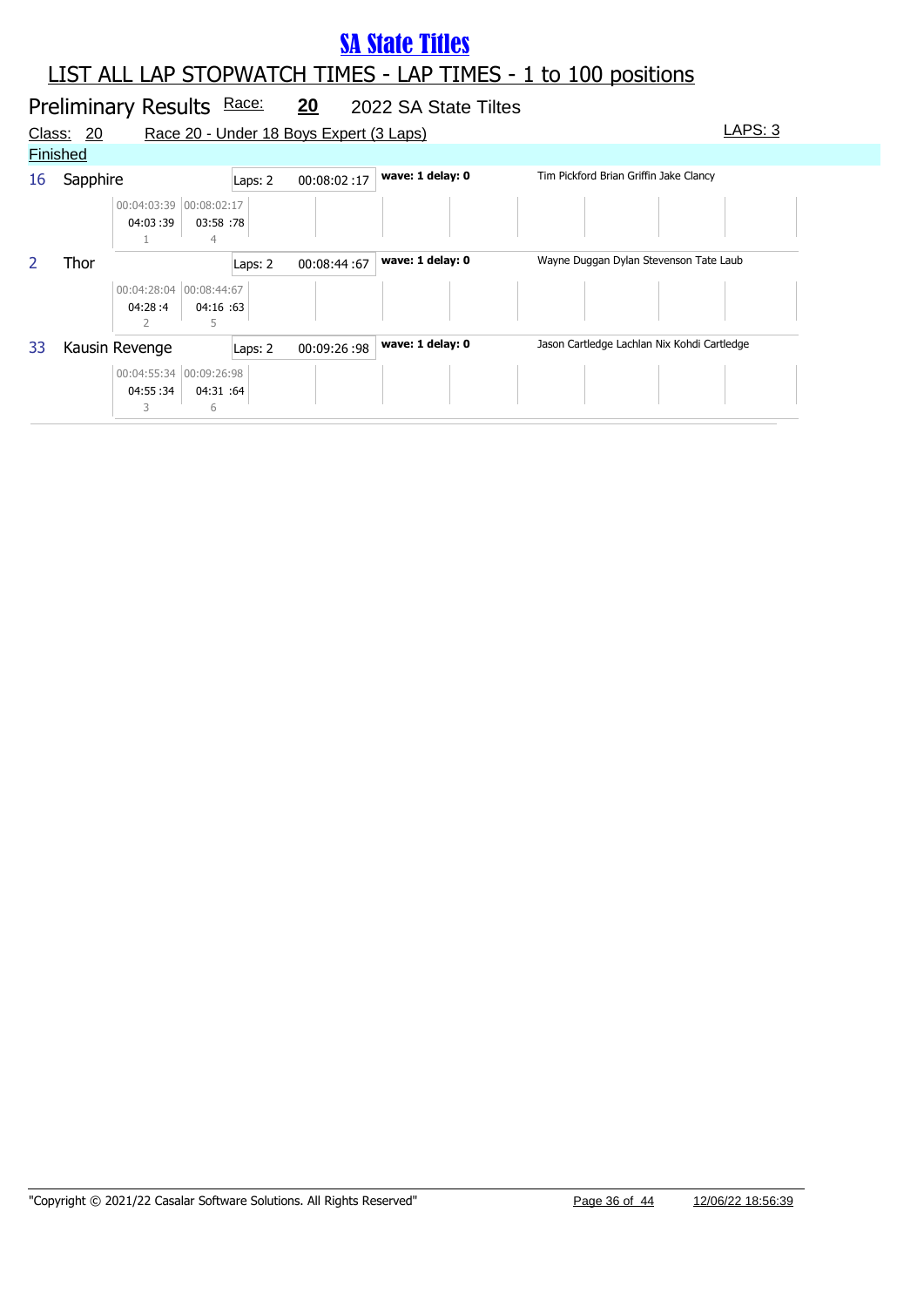# SA State Titles

## LIST ALL LAP STOPWATCH TIMES - LAP TIMES - 1 to 100 positions

### Preliminary Results Race: 20 2022 SA State Tiltes

Class: 20 Race 20 - Under 18 Boys Expert (3 Laps) LAPS: 3

Finished

| No. | Team | Laps | Time | Wave | Riders |
|---|---|---|---|---|---|
| 16 | Sapphire | Laps: 2 | 00:08:02 :17 | wave: 1 delay: 0 | Tim Pickford Brian Griffin Jake Clancy |
| 2 | Thor | Laps: 2 | 00:08:44 :67 | wave: 1 delay: 0 | Wayne Duggan Dylan Stevenson Tate Laub |
| 33 | Kausin Revenge | Laps: 2 | 00:09:26 :98 | wave: 1 delay: 0 | Jason Cartledge Lachlan Nix Kohdi Cartledge |

**16 Sapphire**

| Lap 1 | Lap 2 |
|---|---|
| 00:04:03:39 | 00:08:02:17 |
| 04:03 :39 | 03:58 :78 |
| 1 | 4 |

**2 Thor**

| Lap 1 | Lap 2 |
|---|---|
| 00:04:28:04 | 00:08:44:67 |
| 04:28 :4 | 04:16 :63 |
| 2 | 5 |

**33 Kausin Revenge**

| Lap 1 | Lap 2 |
|---|---|
| 00:04:55:34 | 00:09:26:98 |
| 04:55 :34 | 04:31 :64 |
| 3 | 6 |

"Copyright © 2021/22 Casalar Software Solutions. All Rights Reserved" 12/06/22 18:56:39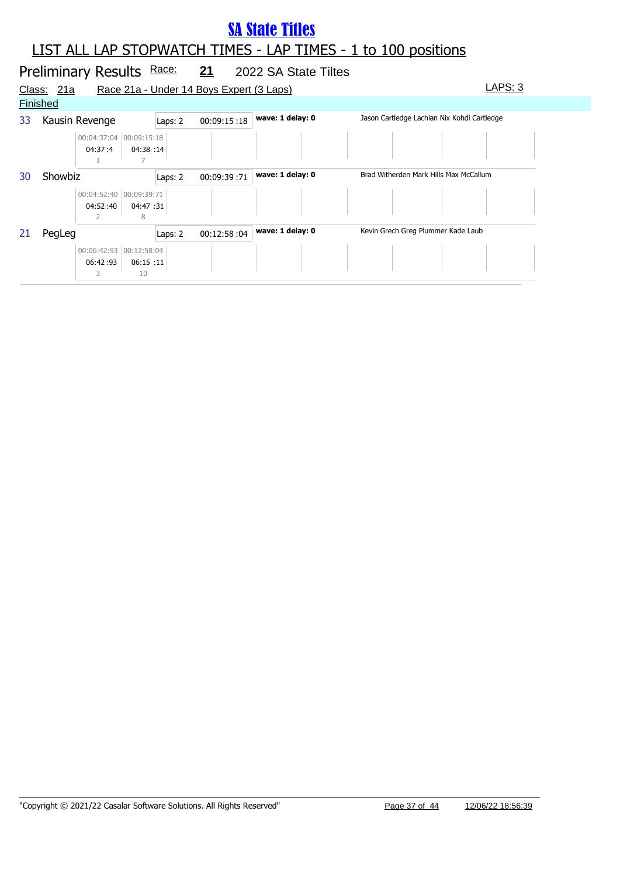# SA State Titles

## LIST ALL LAP STOPWATCH TIMES - LAP TIMES - 1 to 100 positions

### Preliminary Results Race: 21 2022 SA State Tiltes

Class: 21a Race 21a - Under 14 Boys Expert (3 Laps) LAPS: 3

**Finished**

| No. | Name | Laps | Total Time | Wave | Riders |
|---|---|---|---|---|---|
| 33 | Kausin Revenge | Laps: 2 | 00:09:15 :18 | wave: 1 delay: 0 | Jason Cartledge Lachlan Nix Kohdi Cartledge |
| 30 | Showbiz | Laps: 2 | 00:09:39 :71 | wave: 1 delay: 0 | Brad Witherden Mark Hills Max McCallum |
| 21 | PegLeg | Laps: 2 | 00:12:58 :04 | wave: 1 delay: 0 | Kevin Grech Greg Plummer Kade Laub |

**33 Kausin Revenge**

| Lap 1 | Lap 2 |
|---|---|
| 00:04:37:04 | 00:09:15:18 |
| 04:37 :4 | 04:38 :14 |
| 1 | 7 |

**30 Showbiz**

| Lap 1 | Lap 2 |
|---|---|
| 00:04:52:40 | 00:09:39:71 |
| 04:52 :40 | 04:47 :31 |
| 2 | 8 |

**21 PegLeg**

| Lap 1 | Lap 2 |
|---|---|
| 00:06:42:93 | 00:12:58:04 |
| 06:42 :93 | 06:15 :11 |
| 3 | 10 |

"Copyright © 2021/22 Casalar Software Solutions. All Rights Reserved" 12/06/22 18:56:39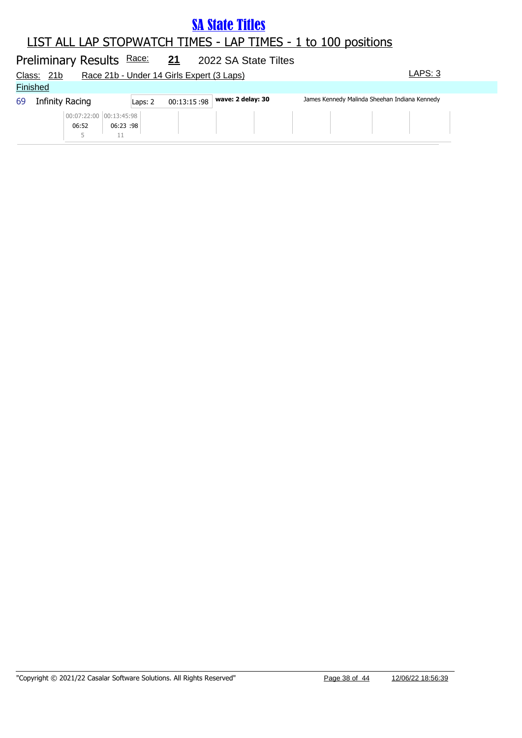# SA State Titles

## LIST ALL LAP STOPWATCH TIMES - LAP TIMES - 1 to 100 positions

### Preliminary Results Race: 21 2022 SA State Tiltes

Class: 21b Race 21b - Under 14 Girls Expert (3 Laps) LAPS: 3

Finished

| Pos | Team | Laps | Time | Wave | Riders |
|---|---|---|---|---|---|
| 69 | Infinity Racing | Laps: 2 | 00:13:15 :98 | wave: 2 delay: 30 | James Kennedy Malinda Sheehan Indiana Kennedy |

| Lap 1 | Lap 2 |
|---|---|
| 00:07:22:00 | 00:13:45:98 |
| 06:52 | 06:23 :98 |
| 5 | 11 |

"Copyright © 2021/22 Casalar Software Solutions. All Rights Reserved" 12/06/22 18:56:39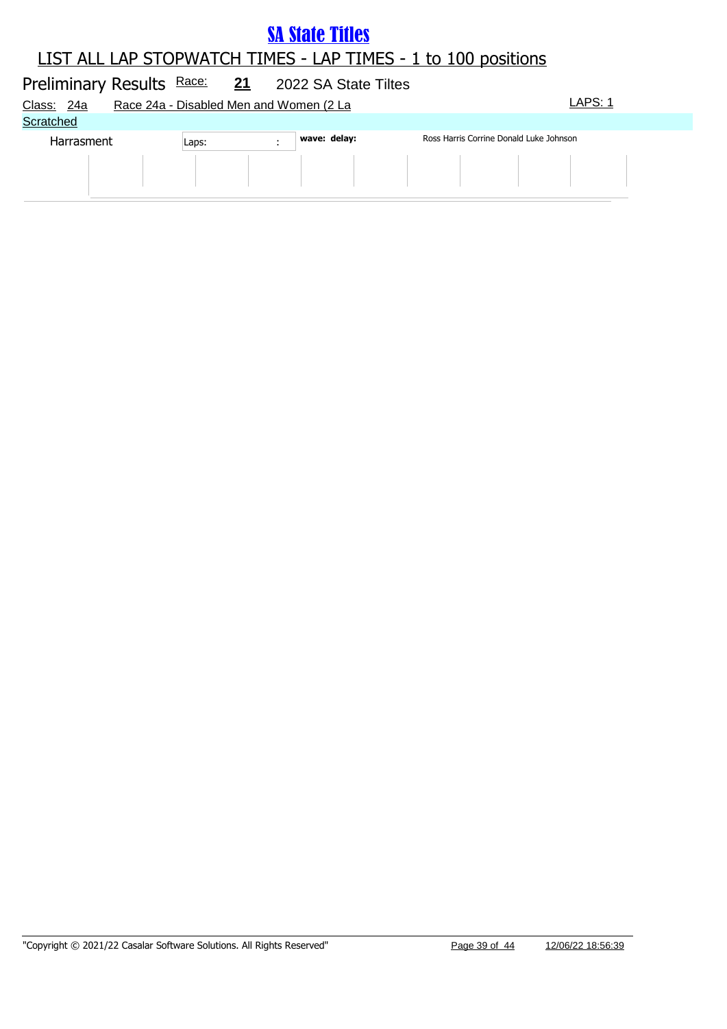# SA State Titles

## LIST ALL LAP STOPWATCH TIMES - LAP TIMES - 1 to 100 positions

Preliminary Results Race: **21** 2022 SA State Tiltes

Class: 24a Race 24a - Disabled Men and Women (2 La LAPS: 1

Scratched

| Harrasment | Laps: | : | **wave: delay:** | Ross Harris Corrine Donald Luke Johnson |
|---|---|---|---|---|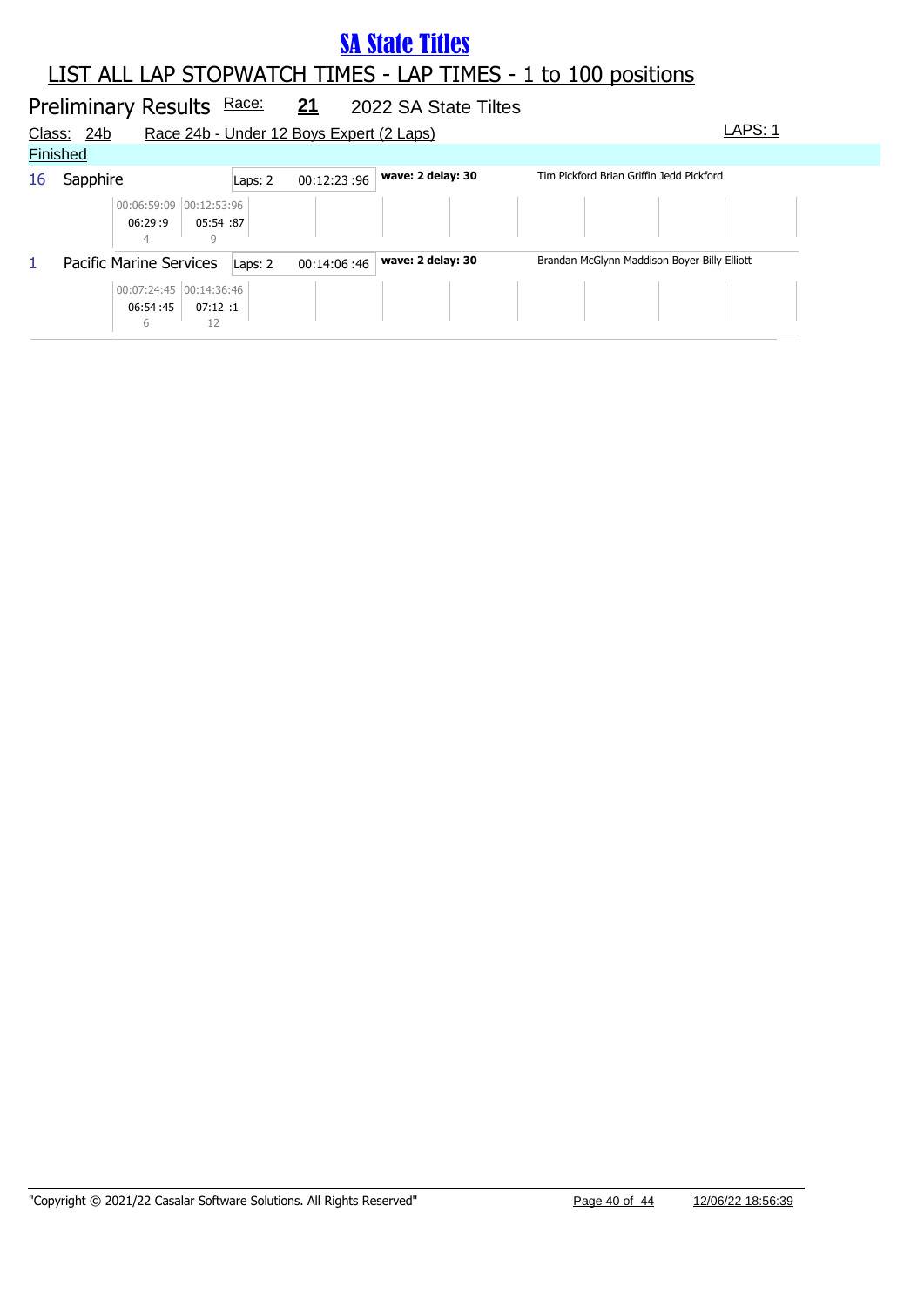# SA State Titles

## LIST ALL LAP STOPWATCH TIMES - LAP TIMES - 1 to 100 positions

Preliminary Results Race: **21** 2022 SA State Tiltes

Class: 24b Race 24b - Under 12 Boys Expert (2 Laps) LAPS: 1

Finished

| No. | Team | Laps | Time | Wave | Riders |
|---|---|---|---|---|---|
| 16 | Sapphire | Laps: 2 | 00:12:23 :96 | **wave: 2 delay: 30** | Tim Pickford Brian Griffin Jedd Pickford |
| 1 | Pacific Marine Services | Laps: 2 | 00:14:06 :46 | **wave: 2 delay: 30** | Brandan McGlynn Maddison Boyer Billy Elliott |

**16 Sapphire – lap times**

| Lap 1 | Lap 2 |
|---|---|
| 00:06:59:09 | 00:12:53:96 |
| 06:29 :9 | 05:54 :87 |
| 4 | 9 |

**1 Pacific Marine Services – lap times**

| Lap 1 | Lap 2 |
|---|---|
| 00:07:24:45 | 00:14:36:46 |
| 06:54 :45 | 07:12 :1 |
| 6 | 12 |

"Copyright © 2021/22 Casalar Software Solutions. All Rights Reserved" 12/06/22 18:56:39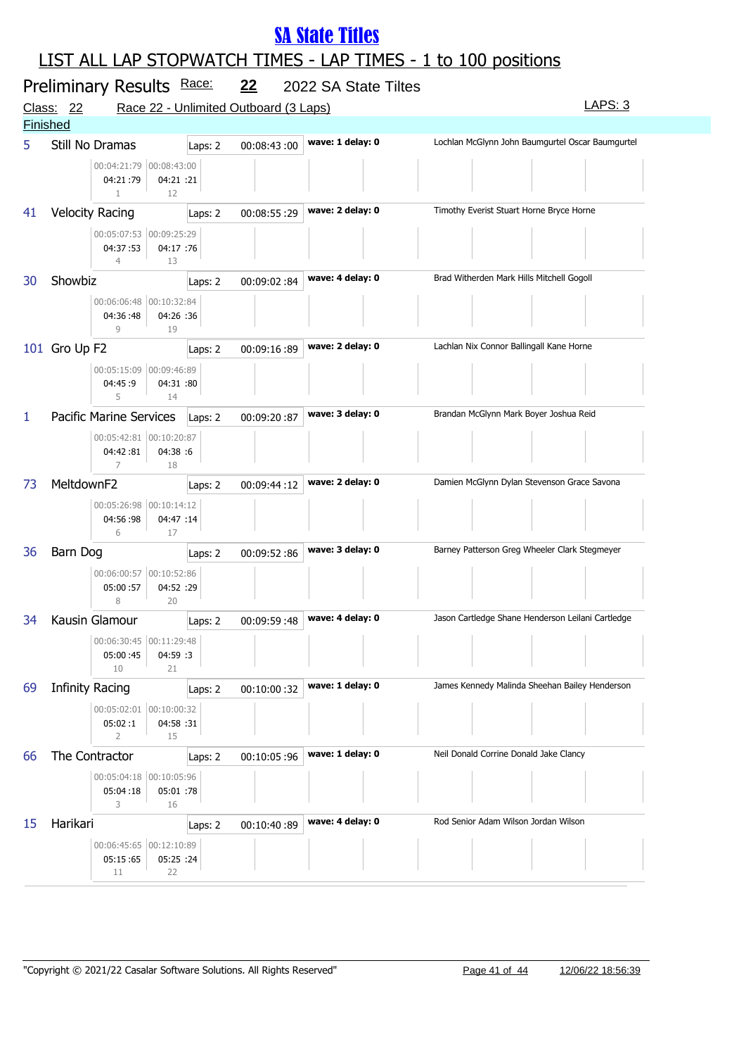# SA State Titles

## LIST ALL LAP STOPWATCH TIMES - LAP TIMES - 1 to 100 positions

**Preliminary Results** Race: **22** 2022 SA State Tiltes

Class: 22 Race 22 - Unlimited Outboard (3 Laps) LAPS: 3

**Finished**

| No. | Boat | Laps | Time | Wave/Delay | Crew | Lap 1 | Lap 2 |
|---|---|---|---|---|---|---|---|
| 5 | Still No Dramas | Laps: 2 | 00:08:43 :00 | wave: 1 delay: 0 | Lochlan McGlynn John Baumgurtel Oscar Baumgurtel | 00:04:21:79 / 04:21 :79 / 1 | 00:08:43:00 / 04:21 :21 / 12 |
| 41 | Velocity Racing | Laps: 2 | 00:08:55 :29 | wave: 2 delay: 0 | Timothy Everist Stuart Horne Bryce Horne | 00:05:07:53 / 04:37 :53 / 4 | 00:09:25:29 / 04:17 :76 / 13 |
| 30 | Showbiz | Laps: 2 | 00:09:02 :84 | wave: 4 delay: 0 | Brad Witherden Mark Hills Mitchell Gogoll | 00:06:06:48 / 04:36 :48 / 9 | 00:10:32:84 / 04:26 :36 / 19 |
| 101 | Gro Up F2 | Laps: 2 | 00:09:16 :89 | wave: 2 delay: 0 | Lachlan Nix Connor Ballingall Kane Horne | 00:05:15:09 / 04:45 :9 / 5 | 00:09:46:89 / 04:31 :80 / 14 |
| 1 | Pacific Marine Services | Laps: 2 | 00:09:20 :87 | wave: 3 delay: 0 | Brandan McGlynn Mark Boyer Joshua Reid | 00:05:42:81 / 04:42 :81 / 7 | 00:10:20:87 / 04:38 :6 / 18 |
| 73 | MeltdownF2 | Laps: 2 | 00:09:44 :12 | wave: 2 delay: 0 | Damien McGlynn Dylan Stevenson Grace Savona | 00:05:26:98 / 04:56 :98 / 6 | 00:10:14:12 / 04:47 :14 / 17 |
| 36 | Barn Dog | Laps: 2 | 00:09:52 :86 | wave: 3 delay: 0 | Barney Patterson Greg Wheeler Clark Stegmeyer | 00:06:00:57 / 05:00 :57 / 8 | 00:10:52:86 / 04:52 :29 / 20 |
| 34 | Kausin Glamour | Laps: 2 | 00:09:59 :48 | wave: 4 delay: 0 | Jason Cartledge Shane Henderson Leilani Cartledge | 00:06:30:45 / 05:00 :45 / 10 | 00:11:29:48 / 04:59 :3 / 21 |
| 69 | Infinity Racing | Laps: 2 | 00:10:00 :32 | wave: 1 delay: 0 | James Kennedy Malinda Sheehan Bailey Henderson | 00:05:02:01 / 05:02 :1 / 2 | 00:10:00:32 / 04:58 :31 / 15 |
| 66 | The Contractor | Laps: 2 | 00:10:05 :96 | wave: 1 delay: 0 | Neil Donald Corrine Donald Jake Clancy | 00:05:04:18 / 05:04 :18 / 3 | 00:10:05:96 / 05:01 :78 / 16 |
| 15 | Harikari | Laps: 2 | 00:10:40 :89 | wave: 4 delay: 0 | Rod Senior Adam Wilson Jordan Wilson | 00:06:45:65 / 05:15 :65 / 11 | 00:12:10:89 / 05:25 :24 / 22 |

"Copyright © 2021/22 Casalar Software Solutions. All Rights Reserved" 12/06/22 18:56:39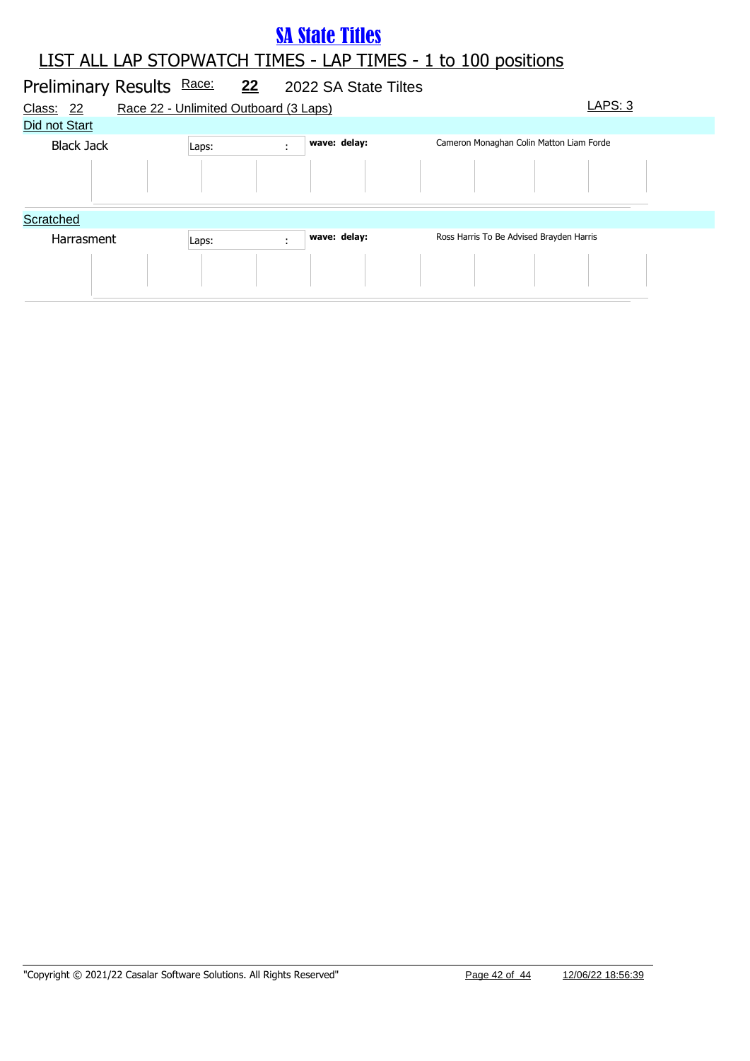# SA State Titles

## LIST ALL LAP STOPWATCH TIMES - LAP TIMES - 1 to 100 positions

### Preliminary Results Race: 22 2022 SA State Tiltes

Class: 22 Race 22 - Unlimited Outboard (3 Laps) LAPS: 3

**Did not Start**

Black Jack | Laps: : | **wave: delay:** | Cameron Monaghan Colin Matton Liam Forde

**Scratched**

Harrasment | Laps: : | **wave: delay:** | Ross Harris To Be Advised Brayden Harris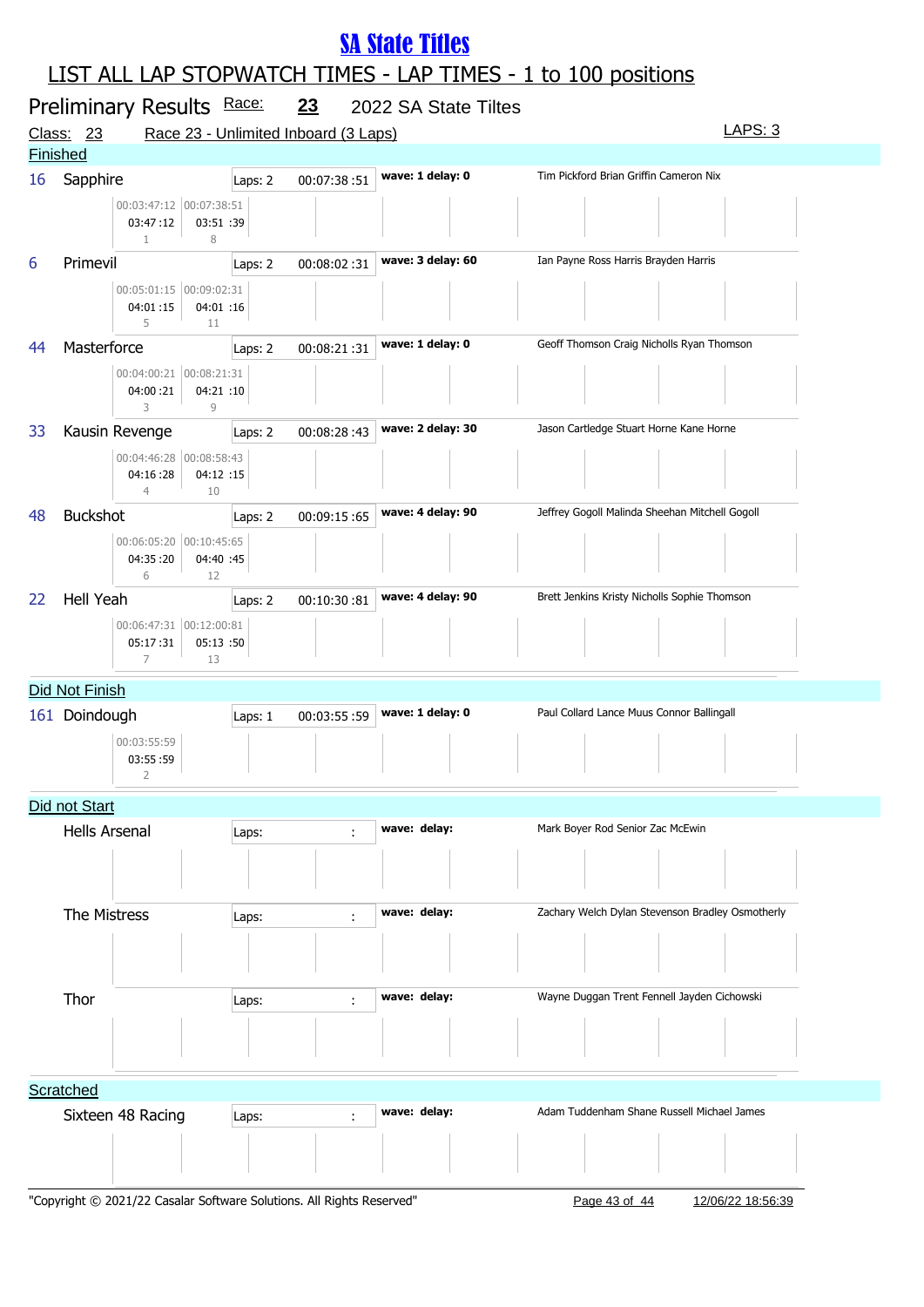# SA State Titles

## LIST ALL LAP STOPWATCH TIMES - LAP TIMES - 1 to 100 positions

### Preliminary Results Race: 23 2022 SA State Tiltes

Class: 23 Race 23 - Unlimited Inboard (3 Laps) LAPS: 3

**Finished**

| No. | Boat | Laps | Time | Wave / Delay | Crew | Lap 1 | Lap 2 |
|---|---|---|---|---|---|---|---|
| 16 | Sapphire | Laps: 2 | 00:07:38 :51 | wave: 1 delay: 0 | Tim Pickford Brian Griffin Cameron Nix | 00:03:47:12 / 03:47 :12 / 1 | 00:07:38:51 / 03:51 :39 / 8 |
| 6 | Primevil | Laps: 2 | 00:08:02 :31 | wave: 3 delay: 60 | Ian Payne Ross Harris Brayden Harris | 00:05:01:15 / 04:01 :15 / 5 | 00:09:02:31 / 04:01 :16 / 11 |
| 44 | Masterforce | Laps: 2 | 00:08:21 :31 | wave: 1 delay: 0 | Geoff Thomson Craig Nicholls Ryan Thomson | 00:04:00:21 / 04:00 :21 / 3 | 00:08:21:31 / 04:21 :10 / 9 |
| 33 | Kausin Revenge | Laps: 2 | 00:08:28 :43 | wave: 2 delay: 30 | Jason Cartledge Stuart Horne Kane Horne | 00:04:46:28 / 04:16 :28 / 4 | 00:08:58:43 / 04:12 :15 / 10 |
| 48 | Buckshot | Laps: 2 | 00:09:15 :65 | wave: 4 delay: 90 | Jeffrey Gogoll Malinda Sheehan Mitchell Gogoll | 00:06:05:20 / 04:35 :20 / 6 | 00:10:45:65 / 04:40 :45 / 12 |
| 22 | Hell Yeah | Laps: 2 | 00:10:30 :81 | wave: 4 delay: 90 | Brett Jenkins Kristy Nicholls Sophie Thomson | 00:06:47:31 / 05:17 :31 / 7 | 00:12:00:81 / 05:13 :50 / 13 |

**Did Not Finish**

| No. | Boat | Laps | Time | Wave / Delay | Crew | Lap 1 |
|---|---|---|---|---|---|---|
| 161 | Doindough | Laps: 1 | 00:03:55 :59 | wave: 1 delay: 0 | Paul Collard Lance Muus Connor Ballingall | 00:03:55:59 / 03:55 :59 / 2 |

**Did not Start**

| Boat | Laps | Time | Wave / Delay | Crew |
|---|---|---|---|---|
| Hells Arsenal | Laps: | : | wave: delay: | Mark Boyer Rod Senior Zac McEwin |
| The Mistress | Laps: | : | wave: delay: | Zachary Welch Dylan Stevenson Bradley Osmotherly |
| Thor | Laps: | : | wave: delay: | Wayne Duggan Trent Fennell Jayden Cichowski |

**Scratched**

| Boat | Laps | Time | Wave / Delay | Crew |
|---|---|---|---|---|
| Sixteen 48 Racing | Laps: | : | wave: delay: | Adam Tuddenham Shane Russell Michael James |

"Copyright © 2021/22 Casalar Software Solutions. All Rights Reserved" 12/06/22 18:56:39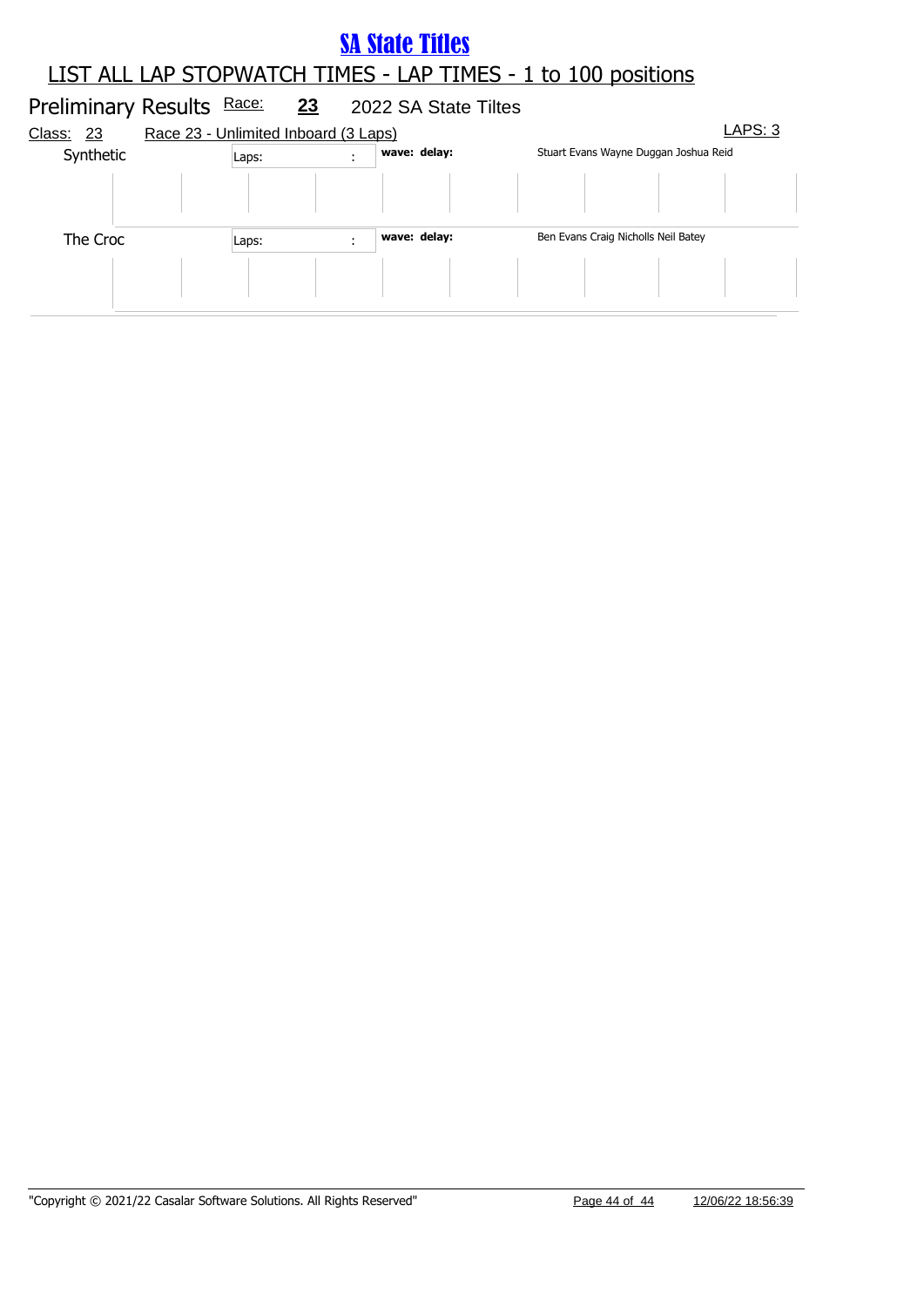# SA State Titles

## LIST ALL LAP STOPWATCH TIMES - LAP TIMES - 1 to 100 positions

### Preliminary Results Race: **23** 2022 SA State Tiltes

Class: 23 Race 23 - Unlimited Inboard (3 Laps) LAPS: 3

| | | | | |
|---|---|---|---|---|
| Synthetic | Laps: | : | **wave: delay:** | Stuart Evans Wayne Duggan Joshua Reid |
| The Croc | Laps: | : | **wave: delay:** | Ben Evans Craig Nicholls Neil Batey |

"Copyright © 2021/22 Casalar Software Solutions. All Rights Reserved"

12/06/22 18:56:39